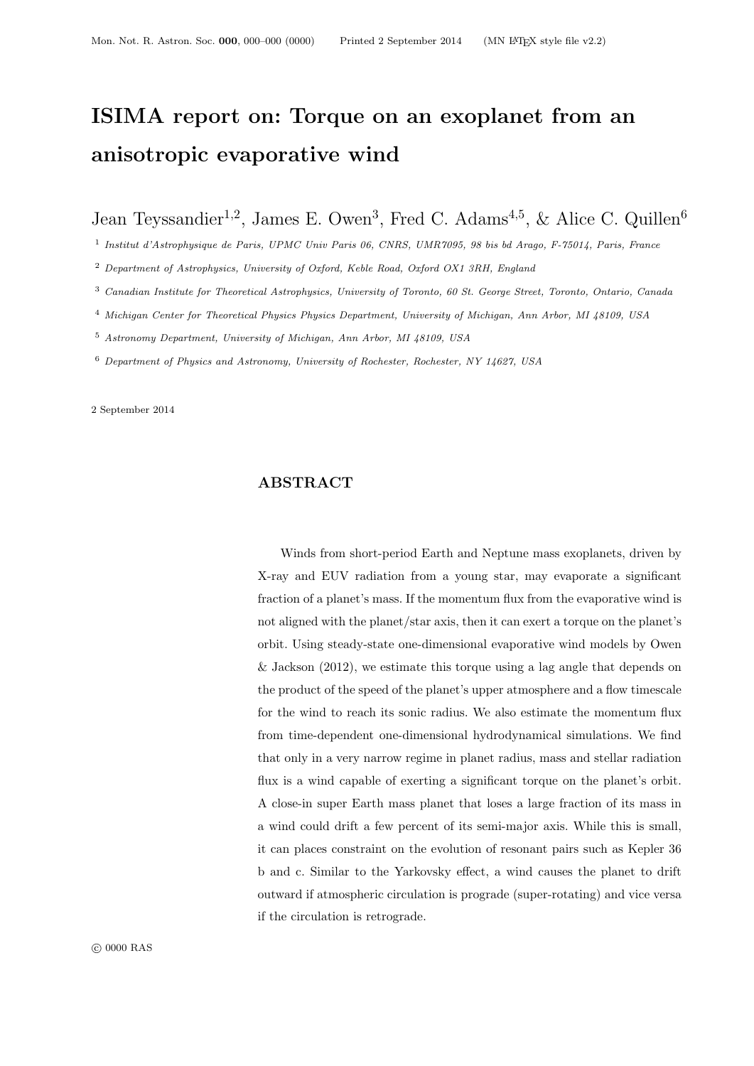# ISIMA report on: Torque on an exoplanet from an anisotropic evaporative wind

Jean Teyssandier[1,2], James E. Owen[3], Fred C. Adams[4,5], & Alice C. Quillen[6]

[1] *Institut d'Astrophysique de Paris, UPMC Univ Paris 06, CNRS, UMR7095, 98 bis bd Arago, F-75014, Paris, France*

[2] *Department of Astrophysics, University of Oxford, Keble Road, Oxford OX1 3RH, England*

[3] *Canadian Institute for Theoretical Astrophysics, University of Toronto, 60 St. George Street, Toronto, Ontario, Canada*

[4] *Michigan Center for Theoretical Physics Physics Department, University of Michigan, Ann Arbor, MI 48109, USA*

[5] *Astronomy Department, University of Michigan, Ann Arbor, MI 48109, USA*

[6] *Department of Physics and Astronomy, University of Rochester, Rochester, NY 14627, USA*

2 September 2014

## ABSTRACT

Winds from short-period Earth and Neptune mass exoplanets, driven by X-ray and EUV radiation from a young star, may evaporate a significant fraction of a planet's mass. If the momentum flux from the evaporative wind is not aligned with the planet/star axis, then it can exert a torque on the planet's orbit. Using steady-state one-dimensional evaporative wind models by Owen & Jackson (2012), we estimate this torque using a lag angle that depends on the product of the speed of the planet's upper atmosphere and a flow timescale for the wind to reach its sonic radius. We also estimate the momentum flux from time-dependent one-dimensional hydrodynamical simulations. We find that only in a very narrow regime in planet radius, mass and stellar radiation flux is a wind capable of exerting a significant torque on the planet's orbit. A close-in super Earth mass planet that loses a large fraction of its mass in a wind could drift a few percent of its semi-major axis. While this is small, it can places constraint on the evolution of resonant pairs such as Kepler 36 b and c. Similar to the Yarkovsky effect, a wind causes the planet to drift outward if atmospheric circulation is prograde (super-rotating) and vice versa if the circulation is retrograde.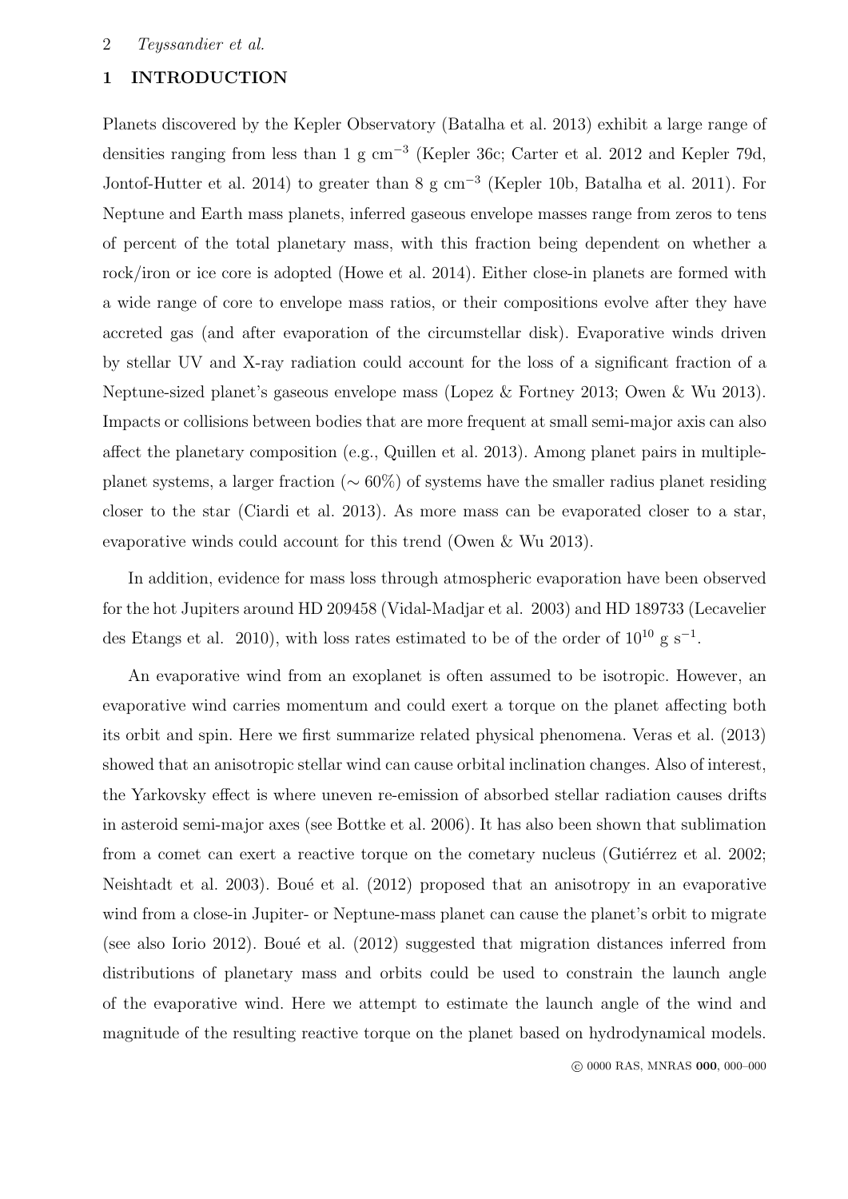# 1 INTRODUCTION

Planets discovered by the Kepler Observatory (Batalha et al. 2013) exhibit a large range of densities ranging from less than 1 g cm$^{-3}$ (Kepler 36c; Carter et al. 2012 and Kepler 79d, Jontof-Hutter et al. 2014) to greater than 8 g cm$^{-3}$ (Kepler 10b, Batalha et al. 2011). For Neptune and Earth mass planets, inferred gaseous envelope masses range from zeros to tens of percent of the total planetary mass, with this fraction being dependent on whether a rock/iron or ice core is adopted (Howe et al. 2014). Either close-in planets are formed with a wide range of core to envelope mass ratios, or their compositions evolve after they have accreted gas (and after evaporation of the circumstellar disk). Evaporative winds driven by stellar UV and X-ray radiation could account for the loss of a significant fraction of a Neptune-sized planet's gaseous envelope mass (Lopez & Fortney 2013; Owen & Wu 2013). Impacts or collisions between bodies that are more frequent at small semi-major axis can also affect the planetary composition (e.g., Quillen et al. 2013). Among planet pairs in multiple-planet systems, a larger fraction ($\sim 60\%$) of systems have the smaller radius planet residing closer to the star (Ciardi et al. 2013). As more mass can be evaporated closer to a star, evaporative winds could account for this trend (Owen & Wu 2013).

In addition, evidence for mass loss through atmospheric evaporation have been observed for the hot Jupiters around HD 209458 (Vidal-Madjar et al. 2003) and HD 189733 (Lecavelier des Etangs et al. 2010), with loss rates estimated to be of the order of $10^{10}$ g s$^{-1}$.

An evaporative wind from an exoplanet is often assumed to be isotropic. However, an evaporative wind carries momentum and could exert a torque on the planet affecting both its orbit and spin. Here we first summarize related physical phenomena. Veras et al. (2013) showed that an anisotropic stellar wind can cause orbital inclination changes. Also of interest, the Yarkovsky effect is where uneven re-emission of absorbed stellar radiation causes drifts in asteroid semi-major axes (see Bottke et al. 2006). It has also been shown that sublimation from a comet can exert a reactive torque on the cometary nucleus (Gutiérrez et al. 2002; Neishtadt et al. 2003). Boué et al. (2012) proposed that an anisotropy in an evaporative wind from a close-in Jupiter- or Neptune-mass planet can cause the planet's orbit to migrate (see also Iorio 2012). Boué et al. (2012) suggested that migration distances inferred from distributions of planetary mass and orbits could be used to constrain the launch angle of the evaporative wind. Here we attempt to estimate the launch angle of the wind and magnitude of the resulting reactive torque on the planet based on hydrodynamical models.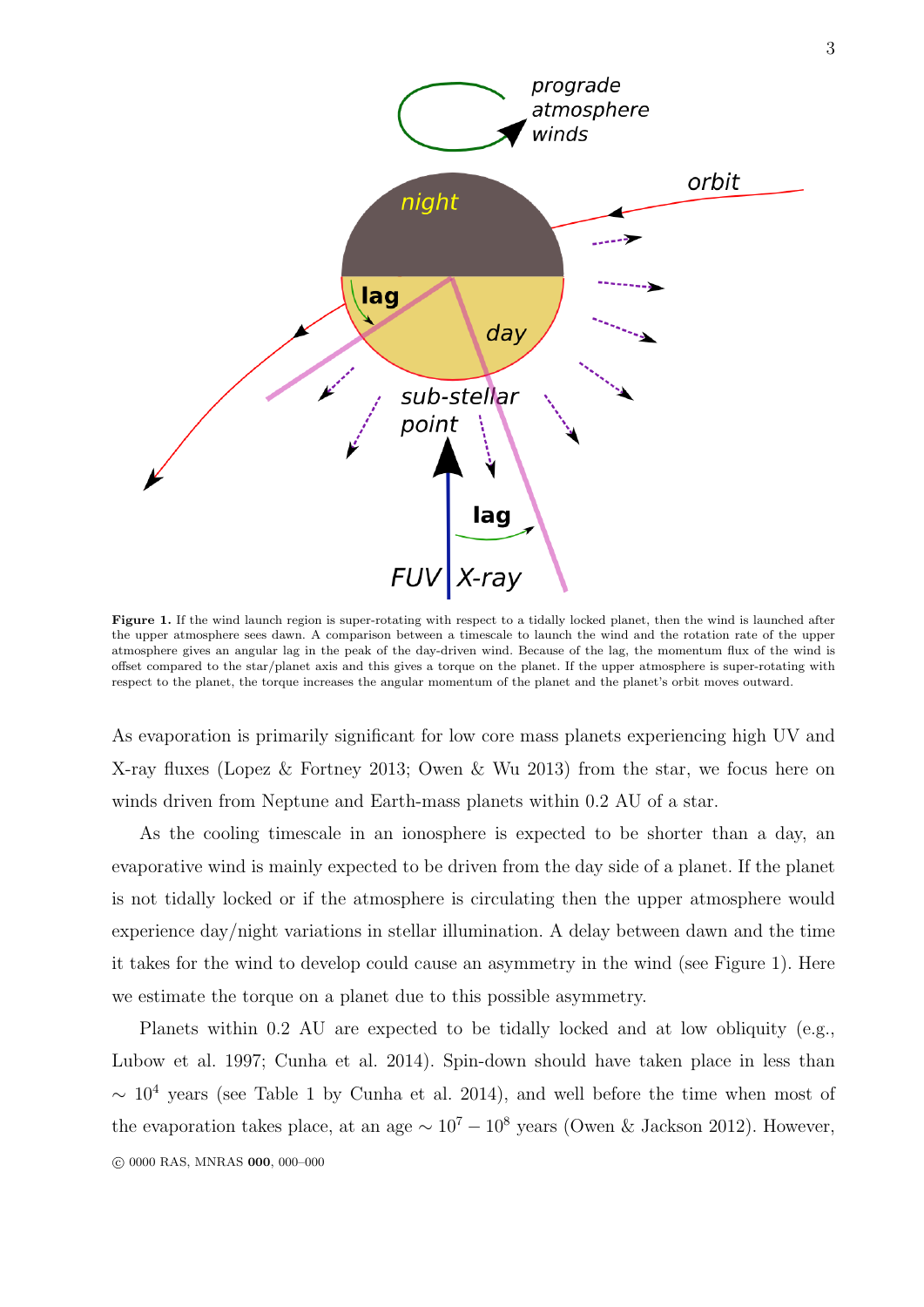**Figure 1.** If the wind launch region is super-rotating with respect to a tidally locked planet, then the wind is launched after the upper atmosphere sees dawn. A comparison between a timescale to launch the wind and the rotation rate of the upper atmosphere gives an angular lag in the peak of the day-driven wind. Because of the lag, the momentum flux of the wind is offset compared to the star/planet axis and this gives a torque on the planet. If the upper atmosphere is super-rotating with respect to the planet, the torque increases the angular momentum of the planet and the planet's orbit moves outward.

As evaporation is primarily significant for low core mass planets experiencing high UV and X-ray fluxes (Lopez & Fortney 2013; Owen & Wu 2013) from the star, we focus here on winds driven from Neptune and Earth-mass planets within 0.2 AU of a star.

As the cooling timescale in an ionosphere is expected to be shorter than a day, an evaporative wind is mainly expected to be driven from the day side of a planet. If the planet is not tidally locked or if the atmosphere is circulating then the upper atmosphere would experience day/night variations in stellar illumination. A delay between dawn and the time it takes for the wind to develop could cause an asymmetry in the wind (see Figure 1). Here we estimate the torque on a planet due to this possible asymmetry.

Planets within 0.2 AU are expected to be tidally locked and at low obliquity (e.g., Lubow et al. 1997; Cunha et al. 2014). Spin-down should have taken place in less than $\sim 10^4$ years (see Table 1 by Cunha et al. 2014), and well before the time when most of the evaporation takes place, at an age $\sim 10^7 - 10^8$ years (Owen & Jackson 2012). However,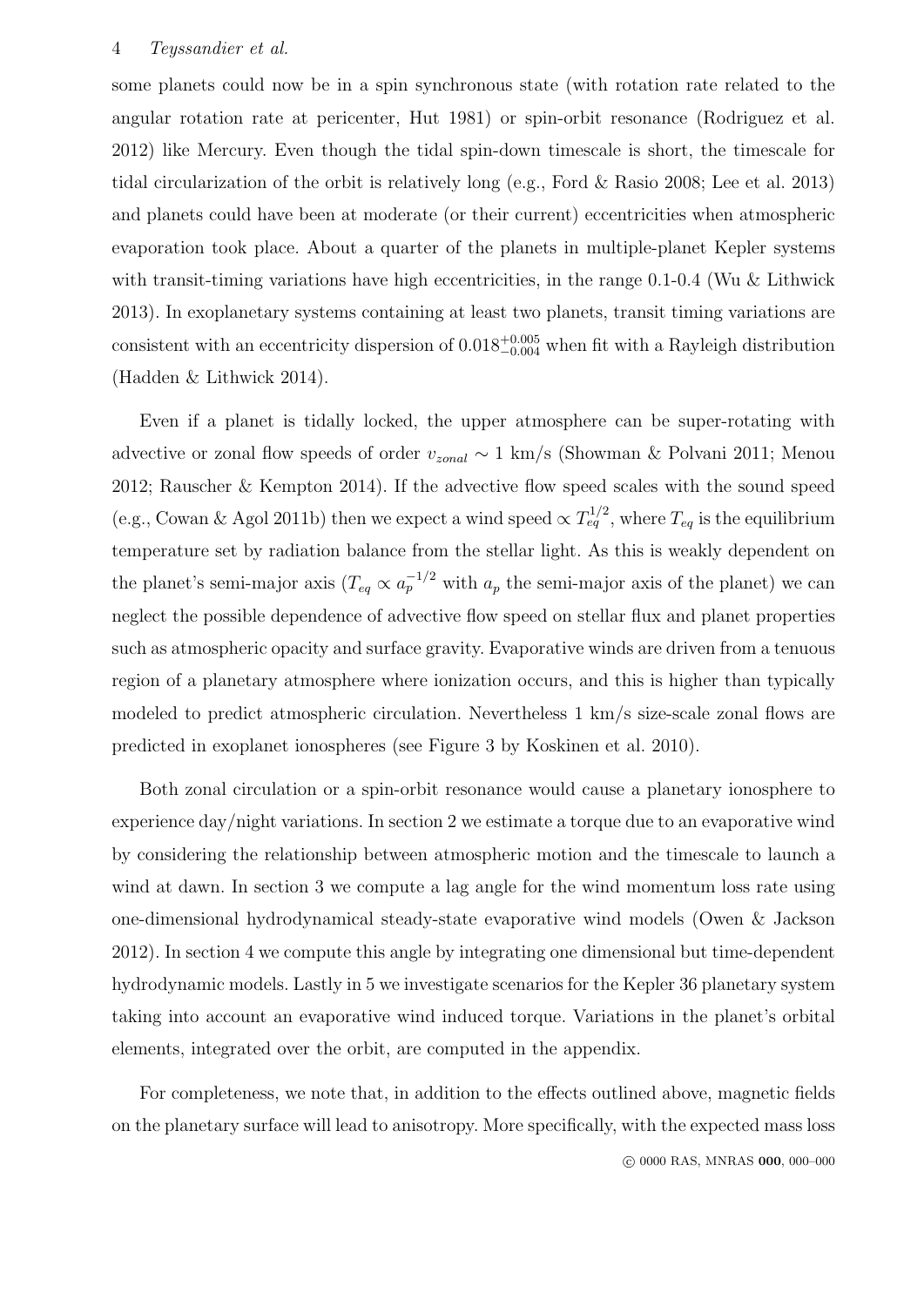some planets could now be in a spin synchronous state (with rotation rate related to the angular rotation rate at pericenter, Hut 1981) or spin-orbit resonance (Rodriguez et al. 2012) like Mercury. Even though the tidal spin-down timescale is short, the timescale for tidal circularization of the orbit is relatively long (e.g., Ford & Rasio 2008; Lee et al. 2013) and planets could have been at moderate (or their current) eccentricities when atmospheric evaporation took place. About a quarter of the planets in multiple-planet Kepler systems with transit-timing variations have high eccentricities, in the range 0.1-0.4 (Wu & Lithwick 2013). In exoplanetary systems containing at least two planets, transit timing variations are consistent with an eccentricity dispersion of $0.018^{+0.005}_{-0.004}$ when fit with a Rayleigh distribution (Hadden & Lithwick 2014).

Even if a planet is tidally locked, the upper atmosphere can be super-rotating with advective or zonal flow speeds of order $v_{zonal} \sim 1$ km/s (Showman & Polvani 2011; Menou 2012; Rauscher & Kempton 2014). If the advective flow speed scales with the sound speed (e.g., Cowan & Agol 2011b) then we expect a wind speed $\propto T_{eq}^{1/2}$, where $T_{eq}$ is the equilibrium temperature set by radiation balance from the stellar light. As this is weakly dependent on the planet's semi-major axis ($T_{eq} \propto a_p^{-1/2}$ with $a_p$ the semi-major axis of the planet) we can neglect the possible dependence of advective flow speed on stellar flux and planet properties such as atmospheric opacity and surface gravity. Evaporative winds are driven from a tenuous region of a planetary atmosphere where ionization occurs, and this is higher than typically modeled to predict atmospheric circulation. Nevertheless 1 km/s size-scale zonal flows are predicted in exoplanet ionospheres (see Figure 3 by Koskinen et al. 2010).

Both zonal circulation or a spin-orbit resonance would cause a planetary ionosphere to experience day/night variations. In section 2 we estimate a torque due to an evaporative wind by considering the relationship between atmospheric motion and the timescale to launch a wind at dawn. In section 3 we compute a lag angle for the wind momentum loss rate using one-dimensional hydrodynamical steady-state evaporative wind models (Owen & Jackson 2012). In section 4 we compute this angle by integrating one dimensional but time-dependent hydrodynamic models. Lastly in 5 we investigate scenarios for the Kepler 36 planetary system taking into account an evaporative wind induced torque. Variations in the planet's orbital elements, integrated over the orbit, are computed in the appendix.

For completeness, we note that, in addition to the effects outlined above, magnetic fields on the planetary surface will lead to anisotropy. More specifically, with the expected mass loss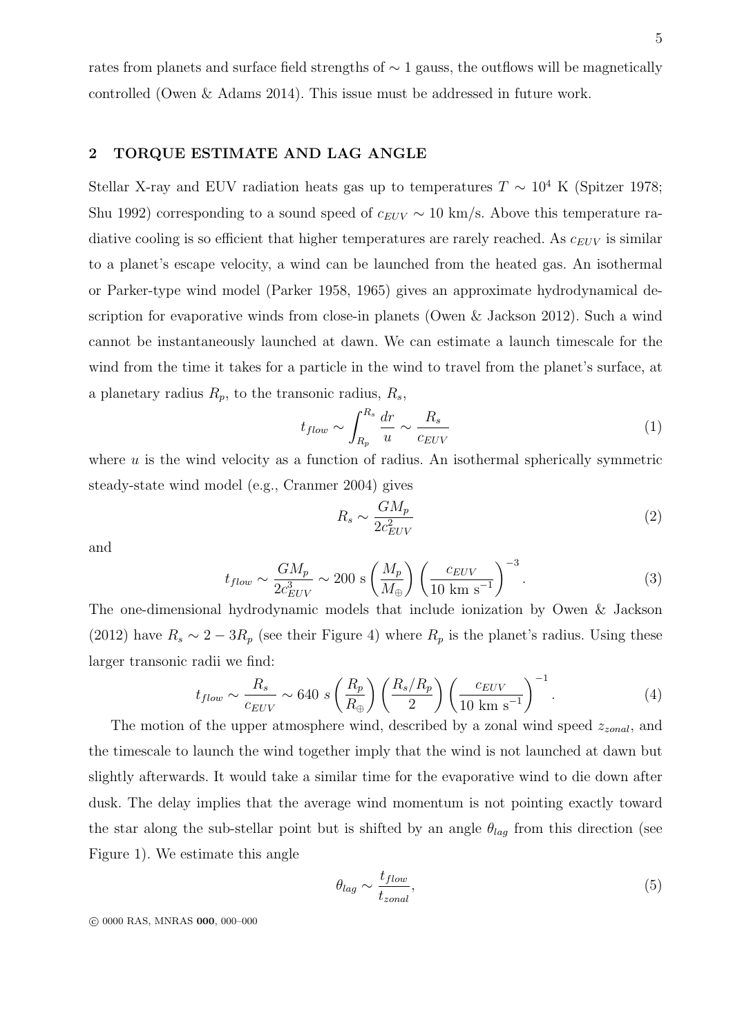rates from planets and surface field strengths of $\sim 1$ gauss, the outflows will be magnetically controlled (Owen & Adams 2014). This issue must be addressed in future work.

## 2 TORQUE ESTIMATE AND LAG ANGLE

Stellar X-ray and EUV radiation heats gas up to temperatures $T \sim 10^4$ K (Spitzer 1978; Shu 1992) corresponding to a sound speed of $c_{EUV} \sim 10$ km/s. Above this temperature radiative cooling is so efficient that higher temperatures are rarely reached. As $c_{EUV}$ is similar to a planet's escape velocity, a wind can be launched from the heated gas. An isothermal or Parker-type wind model (Parker 1958, 1965) gives an approximate hydrodynamical description for evaporative winds from close-in planets (Owen & Jackson 2012). Such a wind cannot be instantaneously launched at dawn. We can estimate a launch timescale for the wind from the time it takes for a particle in the wind to travel from the planet's surface, at a planetary radius $R_p$, to the transonic radius, $R_s$,

$$t_{flow} \sim \int_{R_p}^{R_s} \frac{dr}{u} \sim \frac{R_s}{c_{EUV}} \tag{1}$$

where $u$ is the wind velocity as a function of radius. An isothermal spherically symmetric steady-state wind model (e.g., Cranmer 2004) gives

$$R_s \sim \frac{GM_p}{2c_{EUV}^2} \tag{2}$$

and

$$t_{flow} \sim \frac{GM_p}{2c_{EUV}^3} \sim 200 \text{ s} \left(\frac{M_p}{M_\oplus}\right) \left(\frac{c_{EUV}}{10 \text{ km s}^{-1}}\right)^{-3}. \tag{3}$$

The one-dimensional hydrodynamic models that include ionization by Owen & Jackson (2012) have $R_s \sim 2-3R_p$ (see their Figure 4) where $R_p$ is the planet's radius. Using these larger transonic radii we find:

$$t_{flow} \sim \frac{R_s}{c_{EUV}} \sim 640 \ s \left(\frac{R_p}{R_\oplus}\right) \left(\frac{R_s/R_p}{2}\right) \left(\frac{c_{EUV}}{10 \text{ km s}^{-1}}\right)^{-1}. \tag{4}$$

The motion of the upper atmosphere wind, described by a zonal wind speed $z_{zonal}$, and the timescale to launch the wind together imply that the wind is not launched at dawn but slightly afterwards. It would take a similar time for the evaporative wind to die down after dusk. The delay implies that the average wind momentum is not pointing exactly toward the star along the sub-stellar point but is shifted by an angle $\theta_{lag}$ from this direction (see Figure 1). We estimate this angle

$$\theta_{lag} \sim \frac{t_{flow}}{t_{zonal}}, \tag{5}$$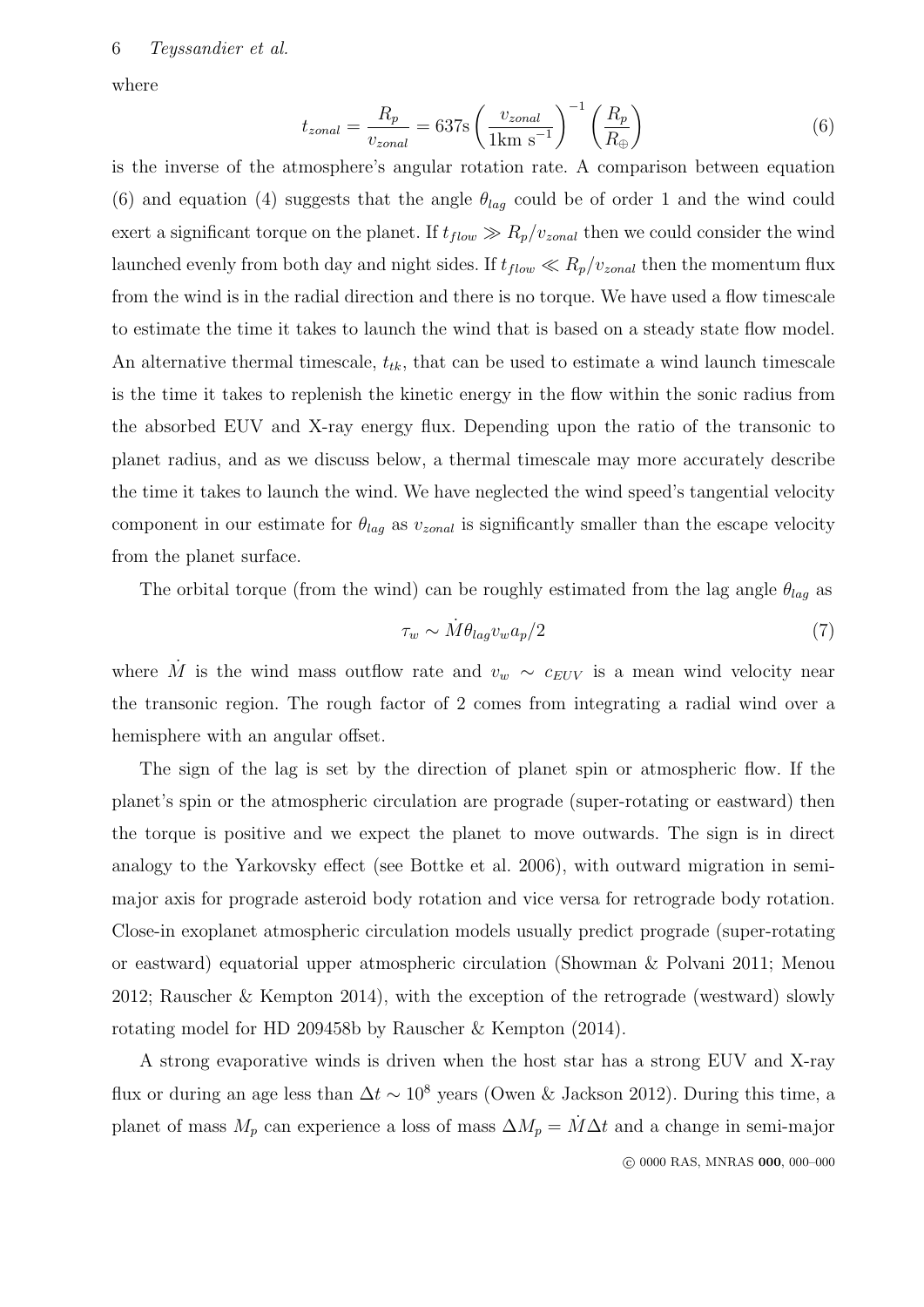where

$$t_{zonal} = \frac{R_p}{v_{zonal}} = 637\text{s} \left( \frac{v_{zonal}}{1\text{km s}^{-1}} \right)^{-1} \left( \frac{R_p}{R_\oplus} \right) \tag{6}$$

is the inverse of the atmosphere's angular rotation rate. A comparison between equation (6) and equation (4) suggests that the angle $\theta_{lag}$ could be of order 1 and the wind could exert a significant torque on the planet. If $t_{flow} \gg R_p/v_{zonal}$ then we could consider the wind launched evenly from both day and night sides. If $t_{flow} \ll R_p/v_{zonal}$ then the momentum flux from the wind is in the radial direction and there is no torque. We have used a flow timescale to estimate the time it takes to launch the wind that is based on a steady state flow model. An alternative thermal timescale, $t_{tk}$, that can be used to estimate a wind launch timescale is the time it takes to replenish the kinetic energy in the flow within the sonic radius from the absorbed EUV and X-ray energy flux. Depending upon the ratio of the transonic to planet radius, and as we discuss below, a thermal timescale may more accurately describe the time it takes to launch the wind. We have neglected the wind speed's tangential velocity component in our estimate for $\theta_{lag}$ as $v_{zonal}$ is significantly smaller than the escape velocity from the planet surface.

The orbital torque (from the wind) can be roughly estimated from the lag angle $\theta_{lag}$ as

$$\tau_w \sim \dot{M} \theta_{lag} v_w a_p / 2 \tag{7}$$

where $\dot{M}$ is the wind mass outflow rate and $v_w \sim c_{EUV}$ is a mean wind velocity near the transonic region. The rough factor of 2 comes from integrating a radial wind over a hemisphere with an angular offset.

The sign of the lag is set by the direction of planet spin or atmospheric flow. If the planet's spin or the atmospheric circulation are prograde (super-rotating or eastward) then the torque is positive and we expect the planet to move outwards. The sign is in direct analogy to the Yarkovsky effect (see Bottke et al. 2006), with outward migration in semi-major axis for prograde asteroid body rotation and vice versa for retrograde body rotation. Close-in exoplanet atmospheric circulation models usually predict prograde (super-rotating or eastward) equatorial upper atmospheric circulation (Showman & Polvani 2011; Menou 2012; Rauscher & Kempton 2014), with the exception of the retrograde (westward) slowly rotating model for HD 209458b by Rauscher & Kempton (2014).

A strong evaporative winds is driven when the host star has a strong EUV and X-ray flux or during an age less than $\Delta t \sim 10^8$ years (Owen & Jackson 2012). During this time, a planet of mass $M_p$ can experience a loss of mass $\Delta M_p = \dot{M} \Delta t$ and a change in semi-major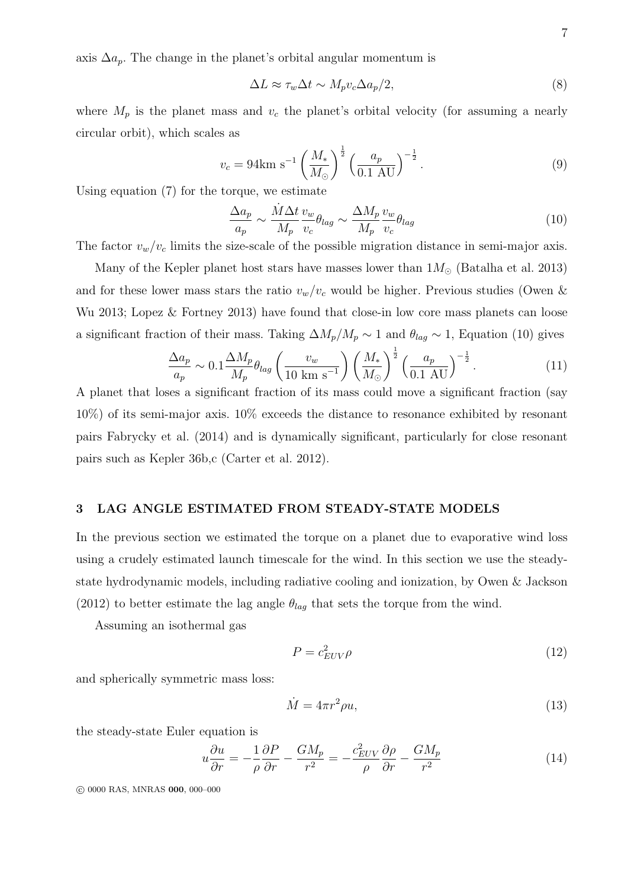axis $\Delta a_p$. The change in the planet's orbital angular momentum is

$$\Delta L \approx \tau_w \Delta t \sim M_p v_c \Delta a_p/2, \tag{8}$$

where $M_p$ is the planet mass and $v_c$ the planet's orbital velocity (for assuming a nearly circular orbit), which scales as

$$v_c = 94 \text{km s}^{-1} \left(\frac{M_*}{M_\odot}\right)^{\frac{1}{2}} \left(\frac{a_p}{0.1 \text{ AU}}\right)^{-\frac{1}{2}}. \tag{9}$$

Using equation (7) for the torque, we estimate

$$\frac{\Delta a_p}{a_p} \sim \frac{\dot{M} \Delta t}{M_p} \frac{v_w}{v_c} \theta_{lag} \sim \frac{\Delta M_p}{M_p} \frac{v_w}{v_c} \theta_{lag} \tag{10}$$

The factor $v_w/v_c$ limits the size-scale of the possible migration distance in semi-major axis.

Many of the Kepler planet host stars have masses lower than $1 M_\odot$ (Batalha et al. 2013) and for these lower mass stars the ratio $v_w/v_c$ would be higher. Previous studies (Owen & Wu 2013; Lopez & Fortney 2013) have found that close-in low core mass planets can loose a significant fraction of their mass. Taking $\Delta M_p/M_p \sim 1$ and $\theta_{lag} \sim 1$, Equation (10) gives

$$\frac{\Delta a_p}{a_p} \sim 0.1 \frac{\Delta M_p}{M_p} \theta_{lag} \left(\frac{v_w}{10 \text{ km s}^{-1}}\right) \left(\frac{M_*}{M_\odot}\right)^{\frac{1}{2}} \left(\frac{a_p}{0.1 \text{ AU}}\right)^{-\frac{1}{2}}. \tag{11}$$

A planet that loses a significant fraction of its mass could move a significant fraction (say 10%) of its semi-major axis. 10% exceeds the distance to resonance exhibited by resonant pairs Fabrycky et al. (2014) and is dynamically significant, particularly for close resonant pairs such as Kepler 36b,c (Carter et al. 2012).

## 3 LAG ANGLE ESTIMATED FROM STEADY-STATE MODELS

In the previous section we estimated the torque on a planet due to evaporative wind loss using a crudely estimated launch timescale for the wind. In this section we use the steady-state hydrodynamic models, including radiative cooling and ionization, by Owen & Jackson (2012) to better estimate the lag angle $\theta_{lag}$ that sets the torque from the wind.

Assuming an isothermal gas

$$P = c_{EUV}^2 \rho \tag{12}$$

and spherically symmetric mass loss:

$$\dot{M} = 4\pi r^2 \rho u, \tag{13}$$

the steady-state Euler equation is

$$u \frac{\partial u}{\partial r} = -\frac{1}{\rho} \frac{\partial P}{\partial r} - \frac{G M_p}{r^2} = -\frac{c_{EUV}^2}{\rho} \frac{\partial \rho}{\partial r} - \frac{G M_p}{r^2} \tag{14}$$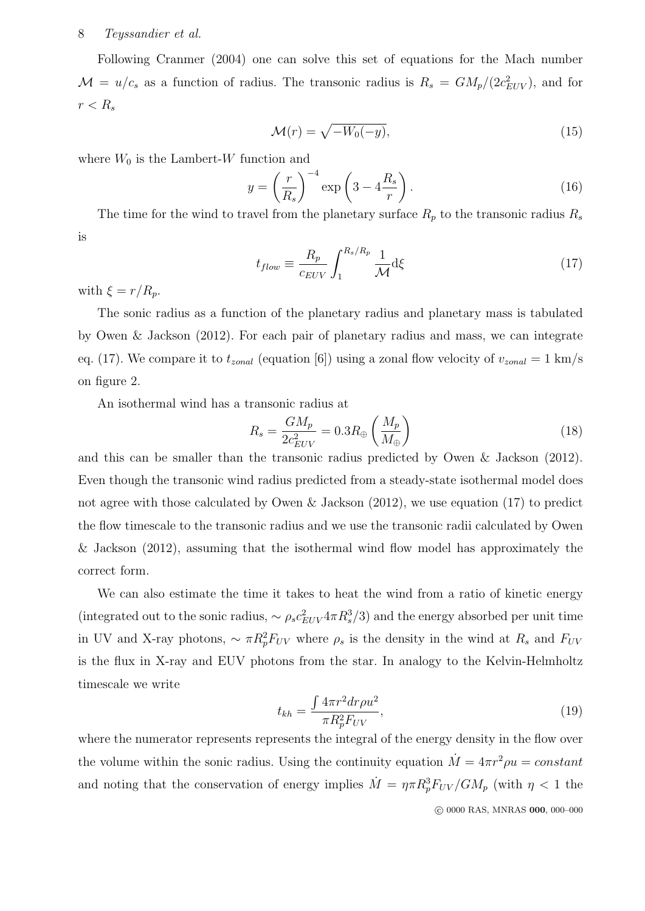Following Cranmer (2004) one can solve this set of equations for the Mach number $\mathcal{M} = u/c_s$ as a function of radius. The transonic radius is $R_s = GM_p/(2c_{EUV}^2)$, and for $r < R_s$

$$\mathcal{M}(r) = \sqrt{-W_0(-y)}, \tag{15}$$

where $W_0$ is the Lambert-$W$ function and

$$y = \left(\frac{r}{R_s}\right)^{-4} \exp\left(3 - 4\frac{R_s}{r}\right). \tag{16}$$

The time for the wind to travel from the planetary surface $R_p$ to the transonic radius $R_s$ is

$$t_{flow} \equiv \frac{R_p}{c_{EUV}} \int_1^{R_s/R_p} \frac{1}{\mathcal{M}} \mathrm{d}\xi \tag{17}$$

with $\xi = r/R_p$.

The sonic radius as a function of the planetary radius and planetary mass is tabulated by Owen & Jackson (2012). For each pair of planetary radius and mass, we can integrate eq. (17). We compare it to $t_{zonal}$ (equation [6]) using a zonal flow velocity of $v_{zonal} = 1$ km/s on figure 2.

An isothermal wind has a transonic radius at

$$R_s = \frac{GM_p}{2c_{EUV}^2} = 0.3 R_\oplus \left(\frac{M_p}{M_\oplus}\right) \tag{18}$$

and this can be smaller than the transonic radius predicted by Owen & Jackson (2012). Even though the transonic wind radius predicted from a steady-state isothermal model does not agree with those calculated by Owen & Jackson (2012), we use equation (17) to predict the flow timescale to the transonic radius and we use the transonic radii calculated by Owen & Jackson (2012), assuming that the isothermal wind flow model has approximately the correct form.

We can also estimate the time it takes to heat the wind from a ratio of kinetic energy (integrated out to the sonic radius, $\sim \rho_s c_{EUV}^2 4\pi R_s^3/3$) and the energy absorbed per unit time in UV and X-ray photons, $\sim \pi R_p^2 F_{UV}$ where $\rho_s$ is the density in the wind at $R_s$ and $F_{UV}$ is the flux in X-ray and EUV photons from the star. In analogy to the Kelvin-Helmholtz timescale we write

$$t_{kh} = \frac{\int 4\pi r^2 dr \rho u^2}{\pi R_p^2 F_{UV}}, \tag{19}$$

where the numerator represents represents the integral of the energy density in the flow over the volume within the sonic radius. Using the continuity equation $\dot{M} = 4\pi r^2 \rho u = constant$ and noting that the conservation of energy implies $\dot{M} = \eta \pi R_p^3 F_{UV}/GM_p$ (with $\eta < 1$ the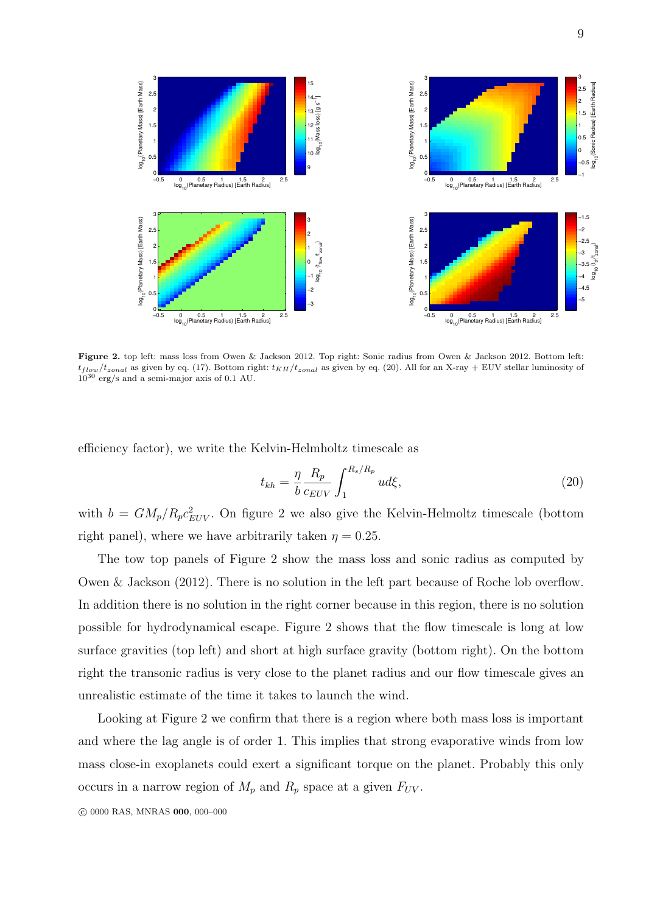**Figure 2.** top left: mass loss from Owen & Jackson 2012. Top right: Sonic radius from Owen & Jackson 2012. Bottom left: $t_{flow}/t_{zonal}$ as given by eq. (17). Bottom right: $t_{KH}/t_{zonal}$ as given by eq. (20). All for an X-ray + EUV stellar luminosity of $10^{30}$ erg/s and a semi-major axis of 0.1 AU.

efficiency factor), we write the Kelvin-Helmholtz timescale as

$$t_{kh} = \frac{\eta}{b}\frac{R_p}{c_{EUV}}\int_1^{R_s/R_p} u d\xi, \tag{20}$$

with $b = GM_p/R_p c_{EUV}^2$. On figure 2 we also give the Kelvin-Helmoltz timescale (bottom right panel), where we have arbitrarily taken $\eta = 0.25$.

The tow top panels of Figure 2 show the mass loss and sonic radius as computed by Owen & Jackson (2012). There is no solution in the left part because of Roche lob overflow. In addition there is no solution in the right corner because in this region, there is no solution possible for hydrodynamical escape. Figure 2 shows that the flow timescale is long at low surface gravities (top left) and short at high surface gravity (bottom right). On the bottom right the transonic radius is very close to the planet radius and our flow timescale gives an unrealistic estimate of the time it takes to launch the wind.

Looking at Figure 2 we confirm that there is a region where both mass loss is important and where the lag angle is of order 1. This implies that strong evaporative winds from low mass close-in exoplanets could exert a significant torque on the planet. Probably this only occurs in a narrow region of $M_p$ and $R_p$ space at a given $F_{UV}$.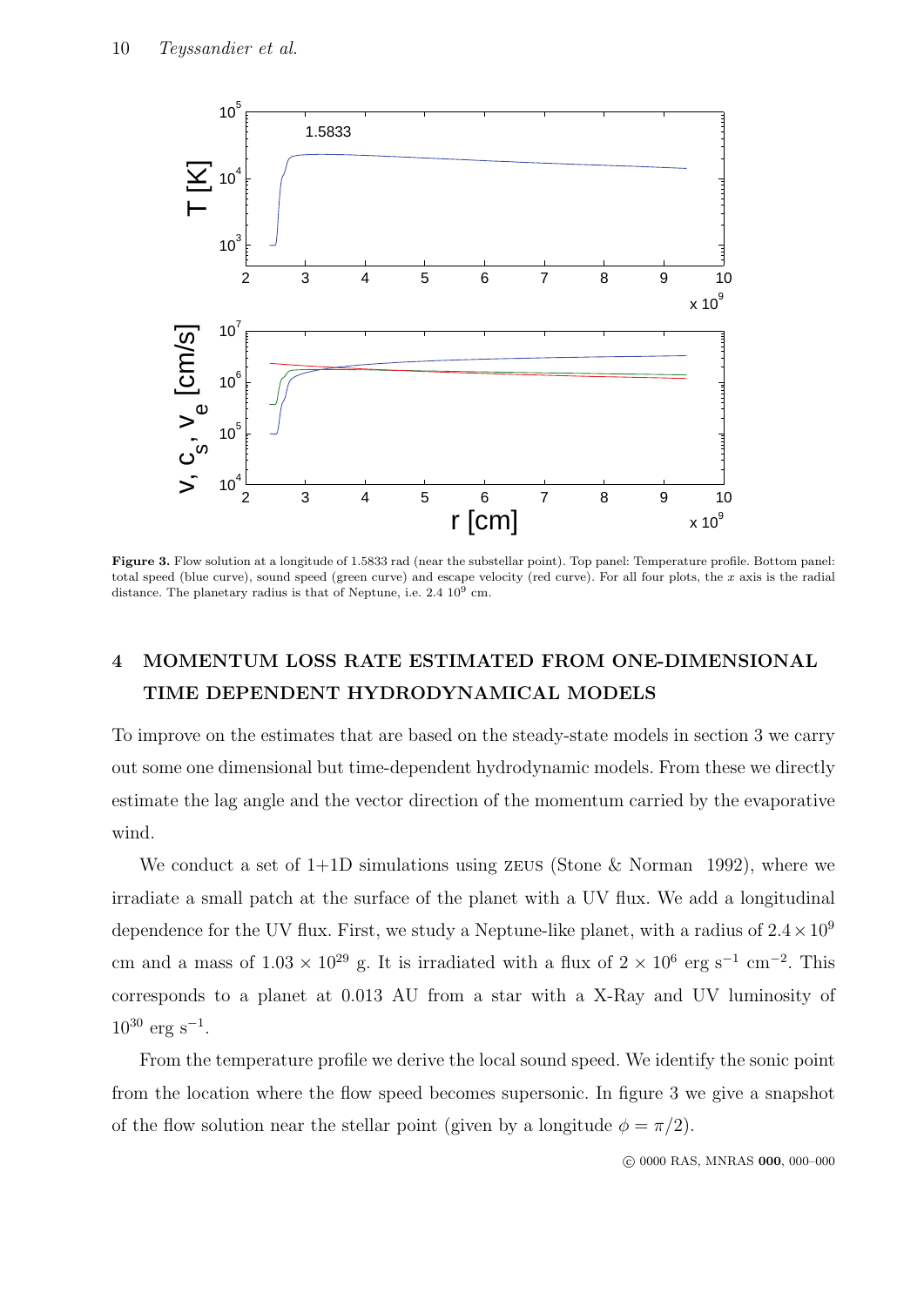**Figure 3.** Flow solution at a longitude of 1.5833 rad (near the substellar point). Top panel: Temperature profile. Bottom panel: total speed (blue curve), sound speed (green curve) and escape velocity (red curve). For all four plots, the $x$ axis is the radial distance. The planetary radius is that of Neptune, i.e. 2.4 $10^9$ cm.

## 4 MOMENTUM LOSS RATE ESTIMATED FROM ONE-DIMENSIONAL TIME DEPENDENT HYDRODYNAMICAL MODELS

To improve on the estimates that are based on the steady-state models in section 3 we carry out some one dimensional but time-dependent hydrodynamic models. From these we directly estimate the lag angle and the vector direction of the momentum carried by the evaporative wind.

We conduct a set of 1+1D simulations using ZEUS (Stone & Norman 1992), where we irradiate a small patch at the surface of the planet with a UV flux. We add a longitudinal dependence for the UV flux. First, we study a Neptune-like planet, with a radius of $2.4 \times 10^9$ cm and a mass of $1.03 \times 10^{29}$ g. It is irradiated with a flux of $2 \times 10^6$ erg s$^{-1}$ cm$^{-2}$. This corresponds to a planet at 0.013 AU from a star with a X-Ray and UV luminosity of $10^{30}$ erg s$^{-1}$.

From the temperature profile we derive the local sound speed. We identify the sonic point from the location where the flow speed becomes supersonic. In figure 3 we give a snapshot of the flow solution near the stellar point (given by a longitude $\phi = \pi/2$).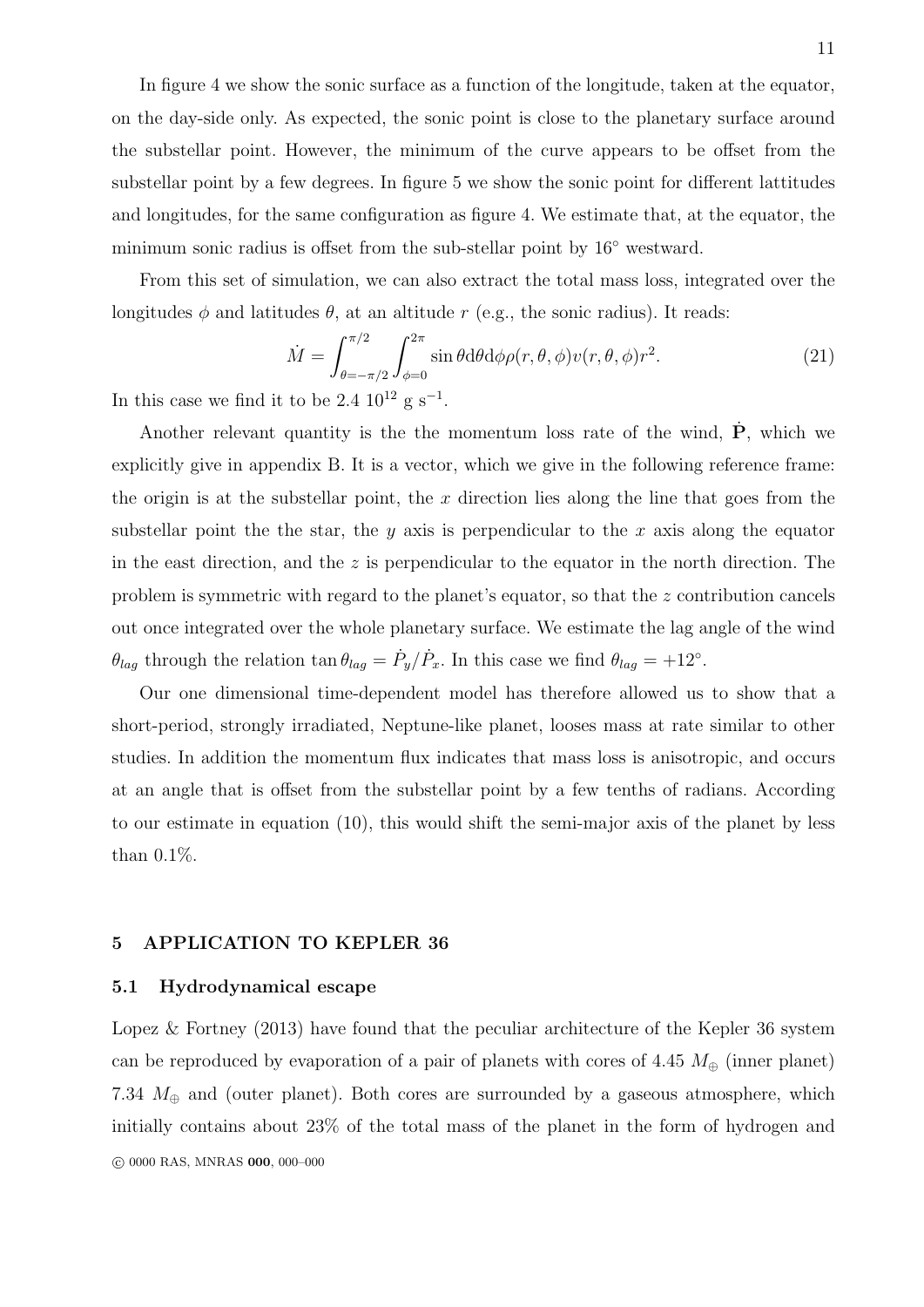In figure 4 we show the sonic surface as a function of the longitude, taken at the equator, on the day-side only. As expected, the sonic point is close to the planetary surface around the substellar point. However, the minimum of the curve appears to be offset from the substellar point by a few degrees. In figure 5 we show the sonic point for different lattitudes and longitudes, for the same configuration as figure 4. We estimate that, at the equator, the minimum sonic radius is offset from the sub-stellar point by 16° westward.

From this set of simulation, we can also extract the total mass loss, integrated over the longitudes $\phi$ and latitudes $\theta$, at an altitude $r$ (e.g., the sonic radius). It reads:

$$\dot{M} = \int_{\theta=-\pi/2}^{\pi/2} \int_{\phi=0}^{2\pi} \sin\theta \mathrm{d}\theta \mathrm{d}\phi \rho(r,\theta,\phi) v(r,\theta,\phi) r^2. \tag{21}$$

In this case we find it to be 2.4 $10^{12}$ g s$^{-1}$.

Another relevant quantity is the the momentum loss rate of the wind, $\dot{\mathbf{P}}$, which we explicitly give in appendix B. It is a vector, which we give in the following reference frame: the origin is at the substellar point, the $x$ direction lies along the line that goes from the substellar point the the star, the $y$ axis is perpendicular to the $x$ axis along the equator in the east direction, and the $z$ is perpendicular to the equator in the north direction. The problem is symmetric with regard to the planet's equator, so that the $z$ contribution cancels out once integrated over the whole planetary surface. We estimate the lag angle of the wind $\theta_{lag}$ through the relation $\tan\theta_{lag} = \dot{P}_y/\dot{P}_x$. In this case we find $\theta_{lag} = +12°$.

Our one dimensional time-dependent model has therefore allowed us to show that a short-period, strongly irradiated, Neptune-like planet, looses mass at rate similar to other studies. In addition the momentum flux indicates that mass loss is anisotropic, and occurs at an angle that is offset from the substellar point by a few tenths of radians. According to our estimate in equation (10), this would shift the semi-major axis of the planet by less than 0.1%.

## 5 APPLICATION TO KEPLER 36

### 5.1 Hydrodynamical escape

Lopez & Fortney (2013) have found that the peculiar architecture of the Kepler 36 system can be reproduced by evaporation of a pair of planets with cores of 4.45 $M_\oplus$ (inner planet) 7.34 $M_\oplus$ and (outer planet). Both cores are surrounded by a gaseous atmosphere, which initially contains about 23% of the total mass of the planet in the form of hydrogen and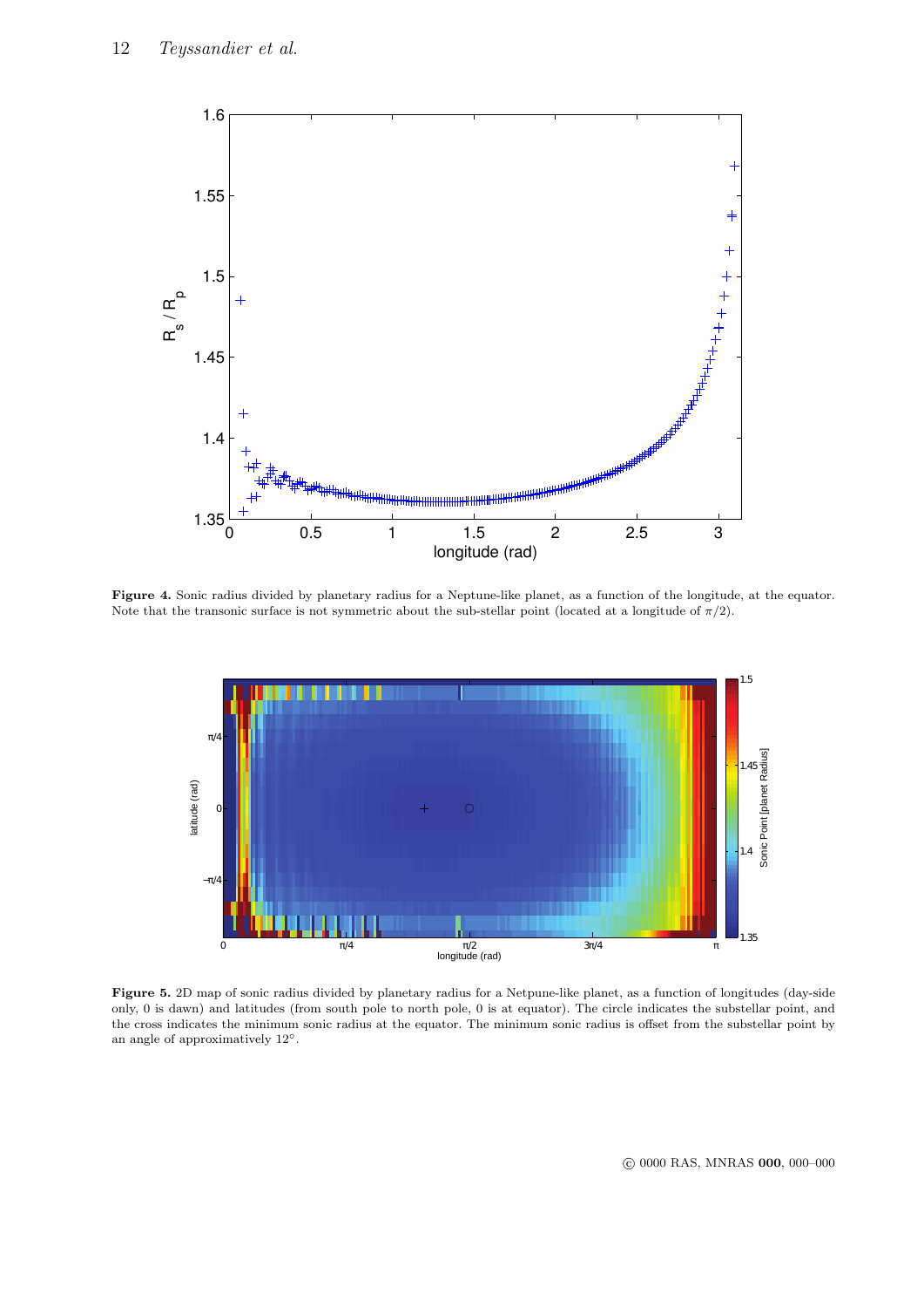**Figure 4.** Sonic radius divided by planetary radius for a Neptune-like planet, as a function of the longitude, at the equator. Note that the transonic surface is not symmetric about the sub-stellar point (located at a longitude of $\pi/2$).

**Figure 5.** 2D map of sonic radius divided by planetary radius for a Netpune-like planet, as a function of longitudes (day-side only, 0 is dawn) and latitudes (from south pole to north pole, 0 is at equator). The circle indicates the substellar point, and the cross indicates the minimum sonic radius at the equator. The minimum sonic radius is offset from the substellar point by an angle of approximatively 12°.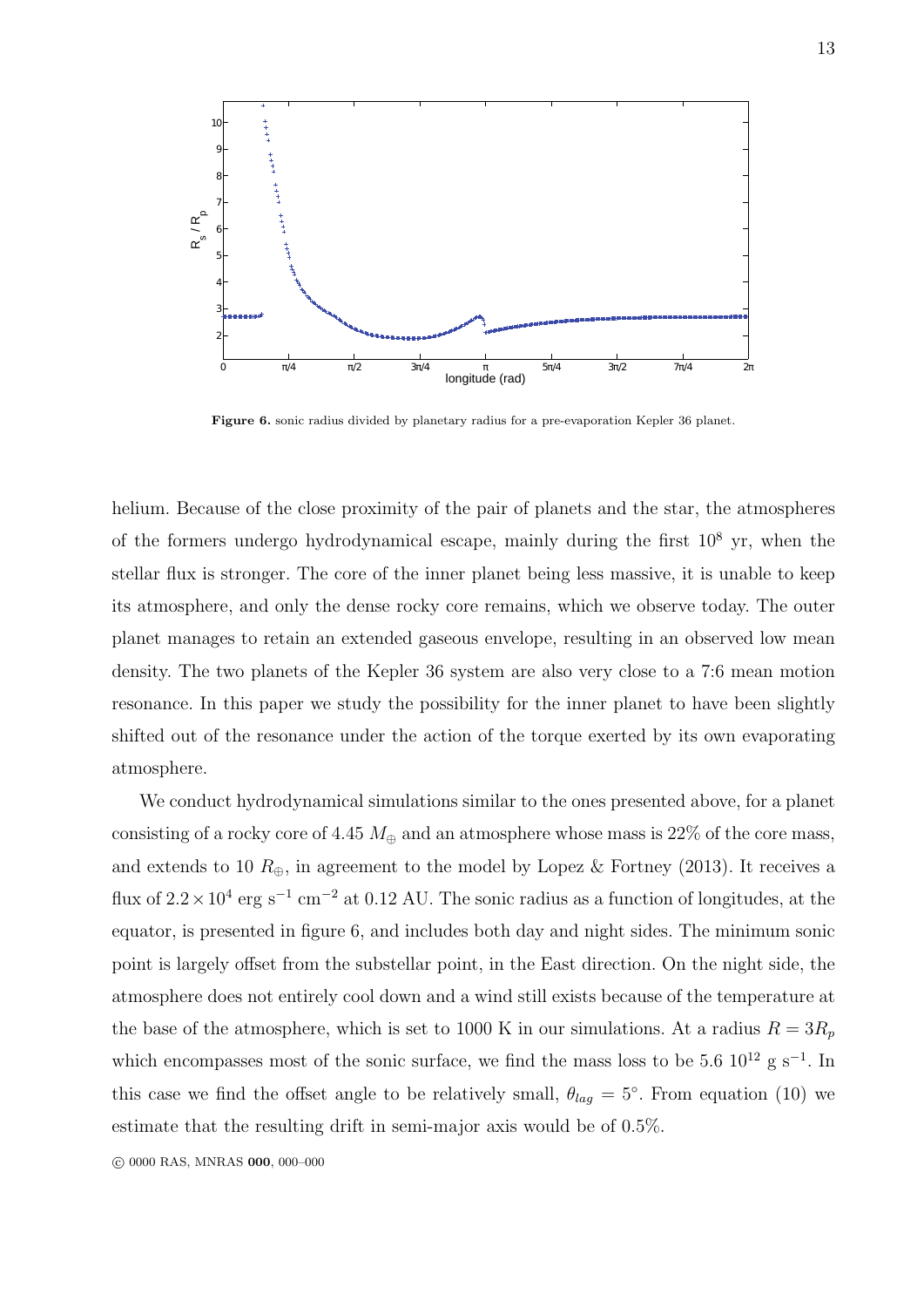**Figure 6.** sonic radius divided by planetary radius for a pre-evaporation Kepler 36 planet.

helium. Because of the close proximity of the pair of planets and the star, the atmospheres of the formers undergo hydrodynamical escape, mainly during the first $10^8$ yr, when the stellar flux is stronger. The core of the inner planet being less massive, it is unable to keep its atmosphere, and only the dense rocky core remains, which we observe today. The outer planet manages to retain an extended gaseous envelope, resulting in an observed low mean density. The two planets of the Kepler 36 system are also very close to a 7:6 mean motion resonance. In this paper we study the possibility for the inner planet to have been slightly shifted out of the resonance under the action of the torque exerted by its own evaporating atmosphere.

We conduct hydrodynamical simulations similar to the ones presented above, for a planet consisting of a rocky core of 4.45 $M_{\oplus}$ and an atmosphere whose mass is 22% of the core mass, and extends to 10 $R_{\oplus}$, in agreement to the model by Lopez & Fortney (2013). It receives a flux of $2.2 \times 10^4$ erg s$^{-1}$ cm$^{-2}$ at 0.12 AU. The sonic radius as a function of longitudes, at the equator, is presented in figure 6, and includes both day and night sides. The minimum sonic point is largely offset from the substellar point, in the East direction. On the night side, the atmosphere does not entirely cool down and a wind still exists because of the temperature at the base of the atmosphere, which is set to 1000 K in our simulations. At a radius $R = 3R_p$ which encompasses most of the sonic surface, we find the mass loss to be 5.6 $10^{12}$ g s$^{-1}$. In this case we find the offset angle to be relatively small, $\theta_{lag} = 5^{\circ}$. From equation (10) we estimate that the resulting drift in semi-major axis would be of 0.5%.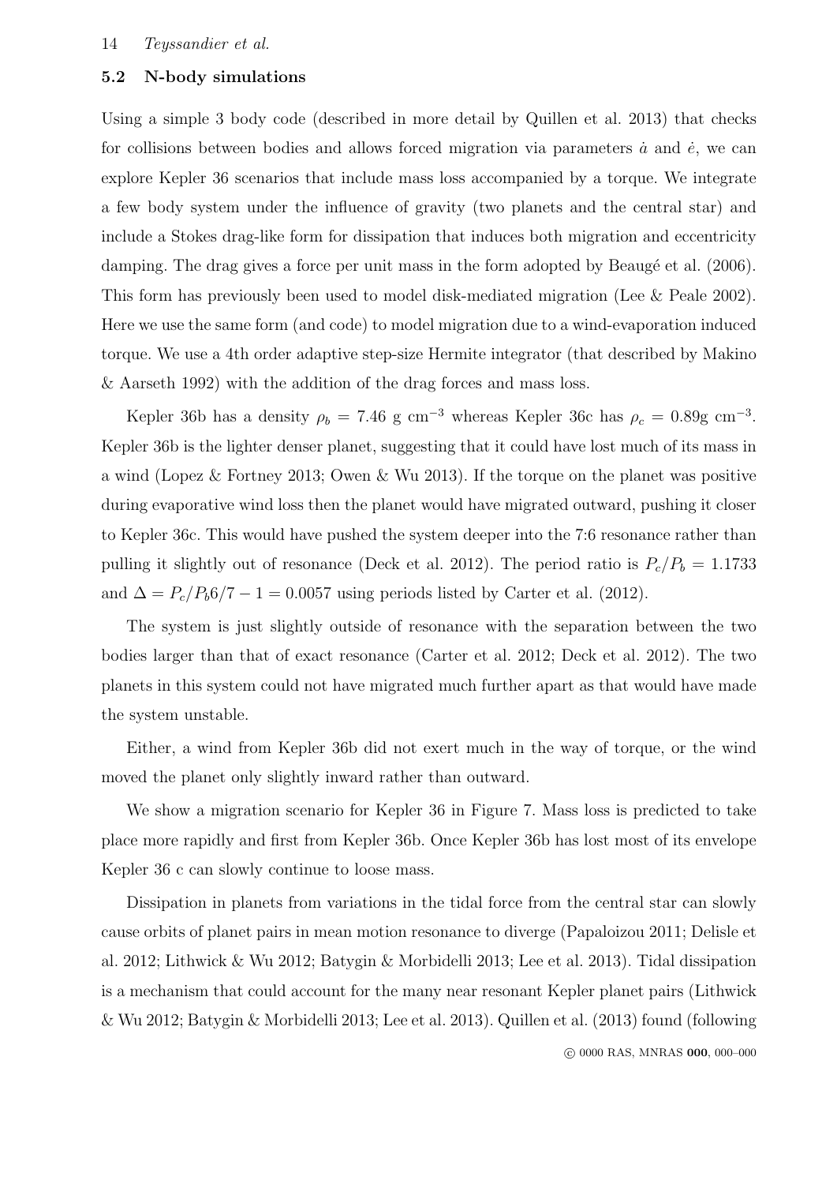### 5.2 N-body simulations

Using a simple 3 body code (described in more detail by Quillen et al. 2013) that checks for collisions between bodies and allows forced migration via parameters $\dot{a}$ and $\dot{e}$, we can explore Kepler 36 scenarios that include mass loss accompanied by a torque. We integrate a few body system under the influence of gravity (two planets and the central star) and include a Stokes drag-like form for dissipation that induces both migration and eccentricity damping. The drag gives a force per unit mass in the form adopted by Beaugé et al. (2006). This form has previously been used to model disk-mediated migration (Lee & Peale 2002). Here we use the same form (and code) to model migration due to a wind-evaporation induced torque. We use a 4th order adaptive step-size Hermite integrator (that described by Makino & Aarseth 1992) with the addition of the drag forces and mass loss.

Kepler 36b has a density $\rho_b = 7.46$ g cm$^{-3}$ whereas Kepler 36c has $\rho_c = 0.89$g cm$^{-3}$. Kepler 36b is the lighter denser planet, suggesting that it could have lost much of its mass in a wind (Lopez & Fortney 2013; Owen & Wu 2013). If the torque on the planet was positive during evaporative wind loss then the planet would have migrated outward, pushing it closer to Kepler 36c. This would have pushed the system deeper into the 7:6 resonance rather than pulling it slightly out of resonance (Deck et al. 2012). The period ratio is $P_c/P_b = 1.1733$ and $\Delta = P_c/P_b 6/7 - 1 = 0.0057$ using periods listed by Carter et al. (2012).

The system is just slightly outside of resonance with the separation between the two bodies larger than that of exact resonance (Carter et al. 2012; Deck et al. 2012). The two planets in this system could not have migrated much further apart as that would have made the system unstable.

Either, a wind from Kepler 36b did not exert much in the way of torque, or the wind moved the planet only slightly inward rather than outward.

We show a migration scenario for Kepler 36 in Figure 7. Mass loss is predicted to take place more rapidly and first from Kepler 36b. Once Kepler 36b has lost most of its envelope Kepler 36 c can slowly continue to loose mass.

Dissipation in planets from variations in the tidal force from the central star can slowly cause orbits of planet pairs in mean motion resonance to diverge (Papaloizou 2011; Delisle et al. 2012; Lithwick & Wu 2012; Batygin & Morbidelli 2013; Lee et al. 2013). Tidal dissipation is a mechanism that could account for the many near resonant Kepler planet pairs (Lithwick & Wu 2012; Batygin & Morbidelli 2013; Lee et al. 2013). Quillen et al. (2013) found (following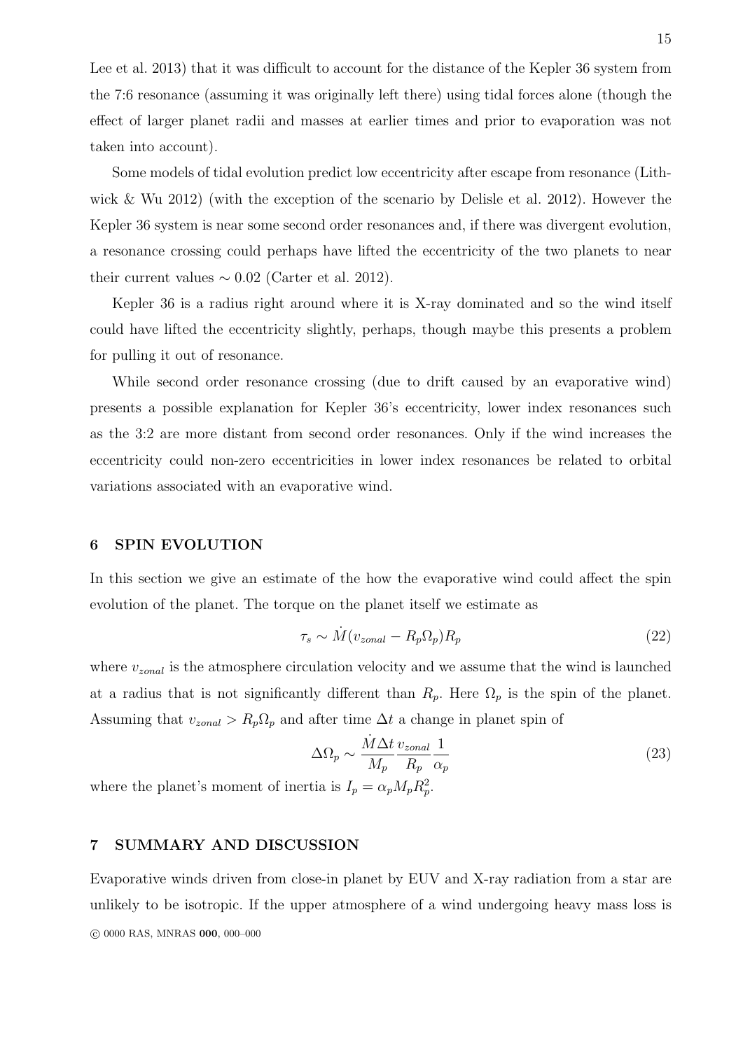Lee et al. 2013) that it was difficult to account for the distance of the Kepler 36 system from the 7:6 resonance (assuming it was originally left there) using tidal forces alone (though the effect of larger planet radii and masses at earlier times and prior to evaporation was not taken into account).

Some models of tidal evolution predict low eccentricity after escape from resonance (Lithwick & Wu 2012) (with the exception of the scenario by Delisle et al. 2012). However the Kepler 36 system is near some second order resonances and, if there was divergent evolution, a resonance crossing could perhaps have lifted the eccentricity of the two planets to near their current values $\sim 0.02$ (Carter et al. 2012).

Kepler 36 is a radius right around where it is X-ray dominated and so the wind itself could have lifted the eccentricity slightly, perhaps, though maybe this presents a problem for pulling it out of resonance.

While second order resonance crossing (due to drift caused by an evaporative wind) presents a possible explanation for Kepler 36's eccentricity, lower index resonances such as the 3:2 are more distant from second order resonances. Only if the wind increases the eccentricity could non-zero eccentricities in lower index resonances be related to orbital variations associated with an evaporative wind.

## 6 SPIN EVOLUTION

In this section we give an estimate of the how the evaporative wind could affect the spin evolution of the planet. The torque on the planet itself we estimate as

$$\tau_s \sim \dot{M}(v_{zonal} - R_p \Omega_p) R_p \tag{22}$$

where $v_{zonal}$ is the atmosphere circulation velocity and we assume that the wind is launched at a radius that is not significantly different than $R_p$. Here $\Omega_p$ is the spin of the planet. Assuming that $v_{zonal} > R_p \Omega_p$ and after time $\Delta t$ a change in planet spin of

$$\Delta \Omega_p \sim \frac{\dot{M} \Delta t}{M_p} \frac{v_{zonal}}{R_p} \frac{1}{\alpha_p} \tag{23}$$

where the planet's moment of inertia is $I_p = \alpha_p M_p R_p^2$.

## 7 SUMMARY AND DISCUSSION

Evaporative winds driven from close-in planet by EUV and X-ray radiation from a star are unlikely to be isotropic. If the upper atmosphere of a wind undergoing heavy mass loss is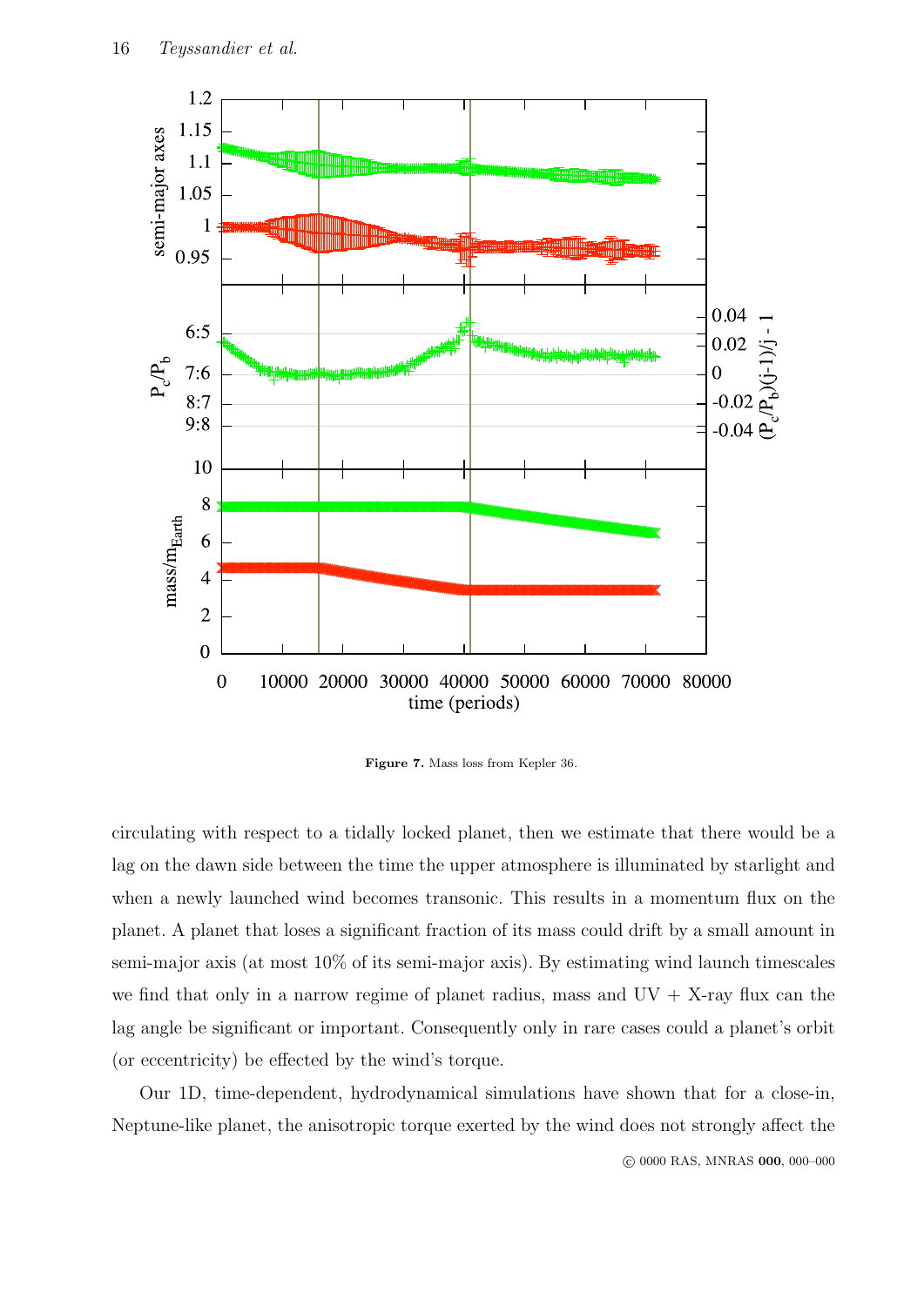**Figure 7.** Mass loss from Kepler 36.

circulating with respect to a tidally locked planet, then we estimate that there would be a lag on the dawn side between the time the upper atmosphere is illuminated by starlight and when a newly launched wind becomes transonic. This results in a momentum flux on the planet. A planet that loses a significant fraction of its mass could drift by a small amount in semi-major axis (at most 10% of its semi-major axis). By estimating wind launch timescales we find that only in a narrow regime of planet radius, mass and UV + X-ray flux can the lag angle be significant or important. Consequently only in rare cases could a planet's orbit (or eccentricity) be effected by the wind's torque.

Our 1D, time-dependent, hydrodynamical simulations have shown that for a close-in, Neptune-like planet, the anisotropic torque exerted by the wind does not strongly affect the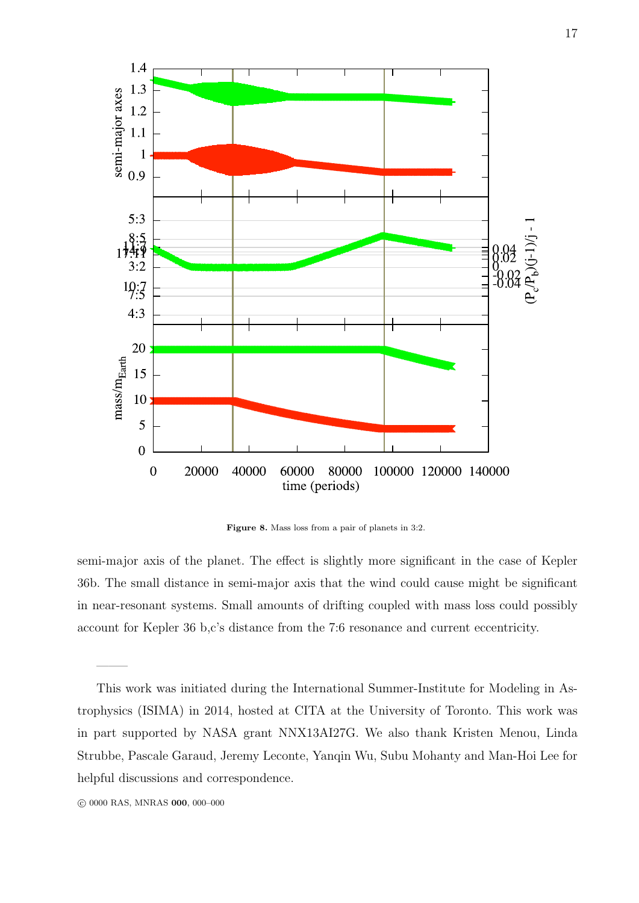**Figure 8.** Mass loss from a pair of planets in 3:2.

semi-major axis of the planet. The effect is slightly more significant in the case of Kepler 36b. The small distance in semi-major axis that the wind could cause might be significant in near-resonant systems. Small amounts of drifting coupled with mass loss could possibly account for Kepler 36 b,c's distance from the 7:6 resonance and current eccentricity.

———

This work was initiated during the International Summer-Institute for Modeling in Astrophysics (ISIMA) in 2014, hosted at CITA at the University of Toronto. This work was in part supported by NASA grant NNX13AI27G. We also thank Kristen Menou, Linda Strubbe, Pascale Garaud, Jeremy Leconte, Yanqin Wu, Subu Mohanty and Man-Hoi Lee for helpful discussions and correspondence.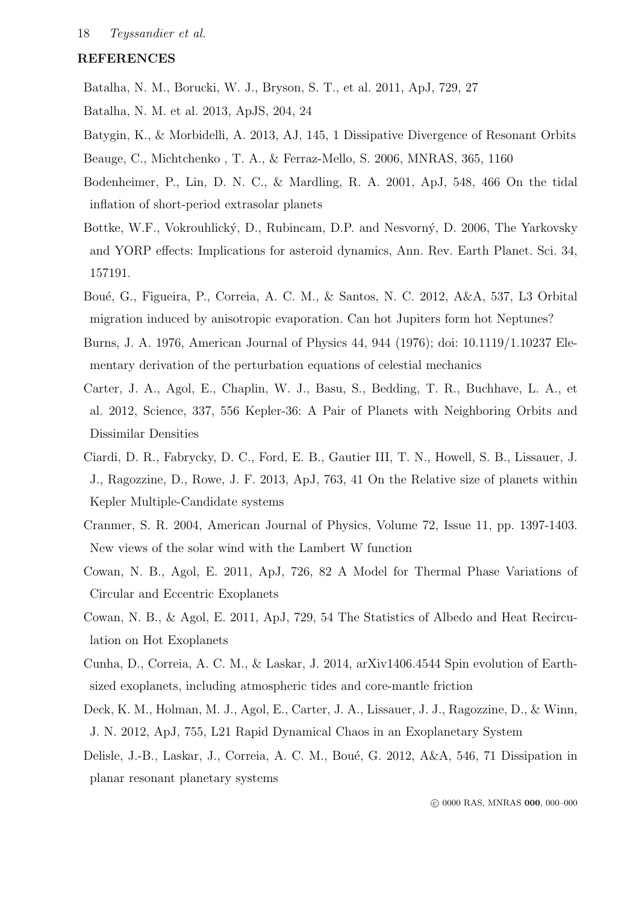## REFERENCES

Batalha, N. M., Borucki, W. J., Bryson, S. T., et al. 2011, ApJ, 729, 27

Batalha, N. M. et al. 2013, ApJS, 204, 24

Batygin, K., & Morbidelli, A. 2013, AJ, 145, 1 Dissipative Divergence of Resonant Orbits

Beauge, C., Michtchenko , T. A., & Ferraz-Mello, S. 2006, MNRAS, 365, 1160

Bodenheimer, P., Lin, D. N. C., & Mardling, R. A. 2001, ApJ, 548, 466 On the tidal inflation of short-period extrasolar planets

Bottke, W.F., Vokrouhlický, D., Rubincam, D.P. and Nesvorný, D. 2006, The Yarkovsky and YORP effects: Implications for asteroid dynamics, Ann. Rev. Earth Planet. Sci. 34, 157191.

Boué, G., Figueira, P., Correia, A. C. M., & Santos, N. C. 2012, A&A, 537, L3 Orbital migration induced by anisotropic evaporation. Can hot Jupiters form hot Neptunes?

Burns, J. A. 1976, American Journal of Physics 44, 944 (1976); doi: 10.1119/1.10237 Elementary derivation of the perturbation equations of celestial mechanics

Carter, J. A., Agol, E., Chaplin, W. J., Basu, S., Bedding, T. R., Buchhave, L. A., et al. 2012, Science, 337, 556 Kepler-36: A Pair of Planets with Neighboring Orbits and Dissimilar Densities

Ciardi, D. R., Fabrycky, D. C., Ford, E. B., Gautier III, T. N., Howell, S. B., Lissauer, J. J., Ragozzine, D., Rowe, J. F. 2013, ApJ, 763, 41 On the Relative size of planets within Kepler Multiple-Candidate systems

Cranmer, S. R. 2004, American Journal of Physics, Volume 72, Issue 11, pp. 1397-1403. New views of the solar wind with the Lambert W function

Cowan, N. B., Agol, E. 2011, ApJ, 726, 82 A Model for Thermal Phase Variations of Circular and Eccentric Exoplanets

Cowan, N. B., & Agol, E. 2011, ApJ, 729, 54 The Statistics of Albedo and Heat Recirculation on Hot Exoplanets

Cunha, D., Correia, A. C. M., & Laskar, J. 2014, arXiv1406.4544 Spin evolution of Earth-sized exoplanets, including atmospheric tides and core-mantle friction

Deck, K. M., Holman, M. J., Agol, E., Carter, J. A., Lissauer, J. J., Ragozzine, D., & Winn, J. N. 2012, ApJ, 755, L21 Rapid Dynamical Chaos in an Exoplanetary System

Delisle, J.-B., Laskar, J., Correia, A. C. M., Boué, G. 2012, A&A, 546, 71 Dissipation in planar resonant planetary systems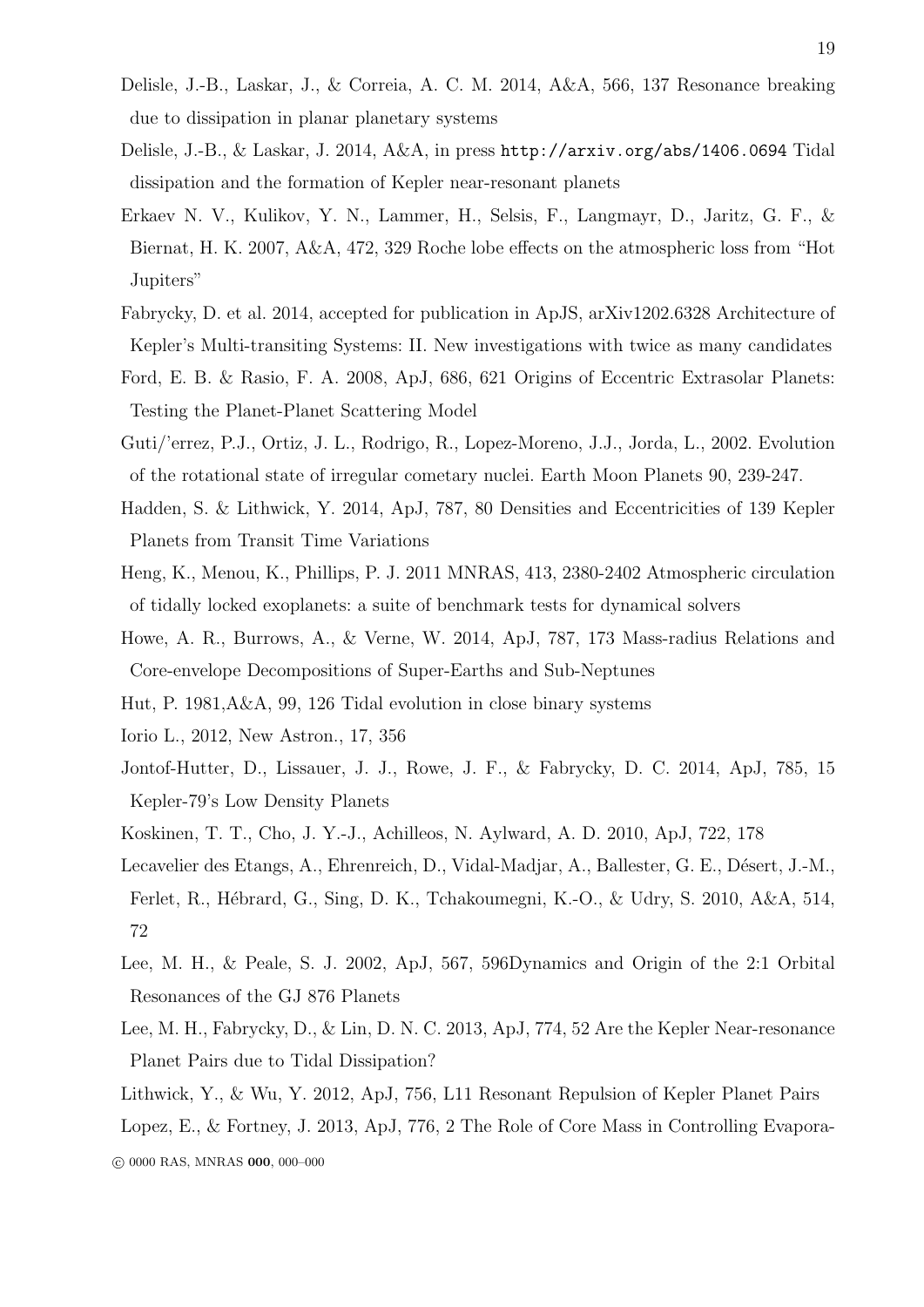Delisle, J.-B., Laskar, J., & Correia, A. C. M. 2014, A&A, 566, 137 Resonance breaking due to dissipation in planar planetary systems

Delisle, J.-B., & Laskar, J. 2014, A&A, in press http://arxiv.org/abs/1406.0694 Tidal dissipation and the formation of Kepler near-resonant planets

Erkaev N. V., Kulikov, Y. N., Lammer, H., Selsis, F., Langmayr, D., Jaritz, G. F., & Biernat, H. K. 2007, A&A, 472, 329 Roche lobe effects on the atmospheric loss from "Hot Jupiters"

Fabrycky, D. et al. 2014, accepted for publication in ApJS, arXiv1202.6328 Architecture of Kepler's Multi-transiting Systems: II. New investigations with twice as many candidates

Ford, E. B. & Rasio, F. A. 2008, ApJ, 686, 621 Origins of Eccentric Extrasolar Planets: Testing the Planet-Planet Scattering Model

Guti/'errez, P.J., Ortiz, J. L., Rodrigo, R., Lopez-Moreno, J.J., Jorda, L., 2002. Evolution of the rotational state of irregular cometary nuclei. Earth Moon Planets 90, 239-247.

Hadden, S. & Lithwick, Y. 2014, ApJ, 787, 80 Densities and Eccentricities of 139 Kepler Planets from Transit Time Variations

Heng, K., Menou, K., Phillips, P. J. 2011 MNRAS, 413, 2380-2402 Atmospheric circulation of tidally locked exoplanets: a suite of benchmark tests for dynamical solvers

Howe, A. R., Burrows, A., & Verne, W. 2014, ApJ, 787, 173 Mass-radius Relations and Core-envelope Decompositions of Super-Earths and Sub-Neptunes

Hut, P. 1981,A&A, 99, 126 Tidal evolution in close binary systems

Iorio L., 2012, New Astron., 17, 356

Jontof-Hutter, D., Lissauer, J. J., Rowe, J. F., & Fabrycky, D. C. 2014, ApJ, 785, 15 Kepler-79's Low Density Planets

Koskinen, T. T., Cho, J. Y.-J., Achilleos, N. Aylward, A. D. 2010, ApJ, 722, 178

Lecavelier des Etangs, A., Ehrenreich, D., Vidal-Madjar, A., Ballester, G. E., Désert, J.-M., Ferlet, R., Hébrard, G., Sing, D. K., Tchakoumegni, K.-O., & Udry, S. 2010, A&A, 514, 72

Lee, M. H., & Peale, S. J. 2002, ApJ, 567, 596Dynamics and Origin of the 2:1 Orbital Resonances of the GJ 876 Planets

Lee, M. H., Fabrycky, D., & Lin, D. N. C. 2013, ApJ, 774, 52 Are the Kepler Near-resonance Planet Pairs due to Tidal Dissipation?

Lithwick, Y., & Wu, Y. 2012, ApJ, 756, L11 Resonant Repulsion of Kepler Planet Pairs

Lopez, E., & Fortney, J. 2013, ApJ, 776, 2 The Role of Core Mass in Controlling Evapora-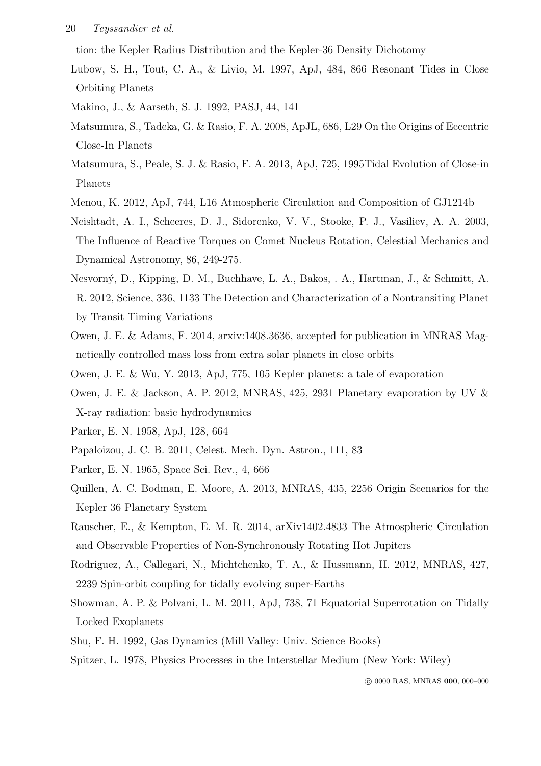tion: the Kepler Radius Distribution and the Kepler-36 Density Dichotomy

Lubow, S. H., Tout, C. A., & Livio, M. 1997, ApJ, 484, 866 Resonant Tides in Close Orbiting Planets

Makino, J., & Aarseth, S. J. 1992, PASJ, 44, 141

Matsumura, S., Tadeka, G. & Rasio, F. A. 2008, ApJL, 686, L29 On the Origins of Eccentric Close-In Planets

Matsumura, S., Peale, S. J. & Rasio, F. A. 2013, ApJ, 725, 1995Tidal Evolution of Close-in Planets

Menou, K. 2012, ApJ, 744, L16 Atmospheric Circulation and Composition of GJ1214b

Neishtadt, A. I., Scheeres, D. J., Sidorenko, V. V., Stooke, P. J., Vasiliev, A. A. 2003, The Influence of Reactive Torques on Comet Nucleus Rotation, Celestial Mechanics and Dynamical Astronomy, 86, 249-275.

Nesvorný, D., Kipping, D. M., Buchhave, L. A., Bakos, . A., Hartman, J., & Schmitt, A. R. 2012, Science, 336, 1133 The Detection and Characterization of a Nontransiting Planet by Transit Timing Variations

Owen, J. E. & Adams, F. 2014, arxiv:1408.3636, accepted for publication in MNRAS Magnetically controlled mass loss from extra solar planets in close orbits

Owen, J. E. & Wu, Y. 2013, ApJ, 775, 105 Kepler planets: a tale of evaporation

Owen, J. E. & Jackson, A. P. 2012, MNRAS, 425, 2931 Planetary evaporation by UV & X-ray radiation: basic hydrodynamics

Parker, E. N. 1958, ApJ, 128, 664

Papaloizou, J. C. B. 2011, Celest. Mech. Dyn. Astron., 111, 83

Parker, E. N. 1965, Space Sci. Rev., 4, 666

Quillen, A. C. Bodman, E. Moore, A. 2013, MNRAS, 435, 2256 Origin Scenarios for the Kepler 36 Planetary System

Rauscher, E., & Kempton, E. M. R. 2014, arXiv1402.4833 The Atmospheric Circulation and Observable Properties of Non-Synchronously Rotating Hot Jupiters

Rodriguez, A., Callegari, N., Michtchenko, T. A., & Hussmann, H. 2012, MNRAS, 427, 2239 Spin-orbit coupling for tidally evolving super-Earths

Showman, A. P. & Polvani, L. M. 2011, ApJ, 738, 71 Equatorial Superrotation on Tidally Locked Exoplanets

Shu, F. H. 1992, Gas Dynamics (Mill Valley: Univ. Science Books)

Spitzer, L. 1978, Physics Processes in the Interstellar Medium (New York: Wiley)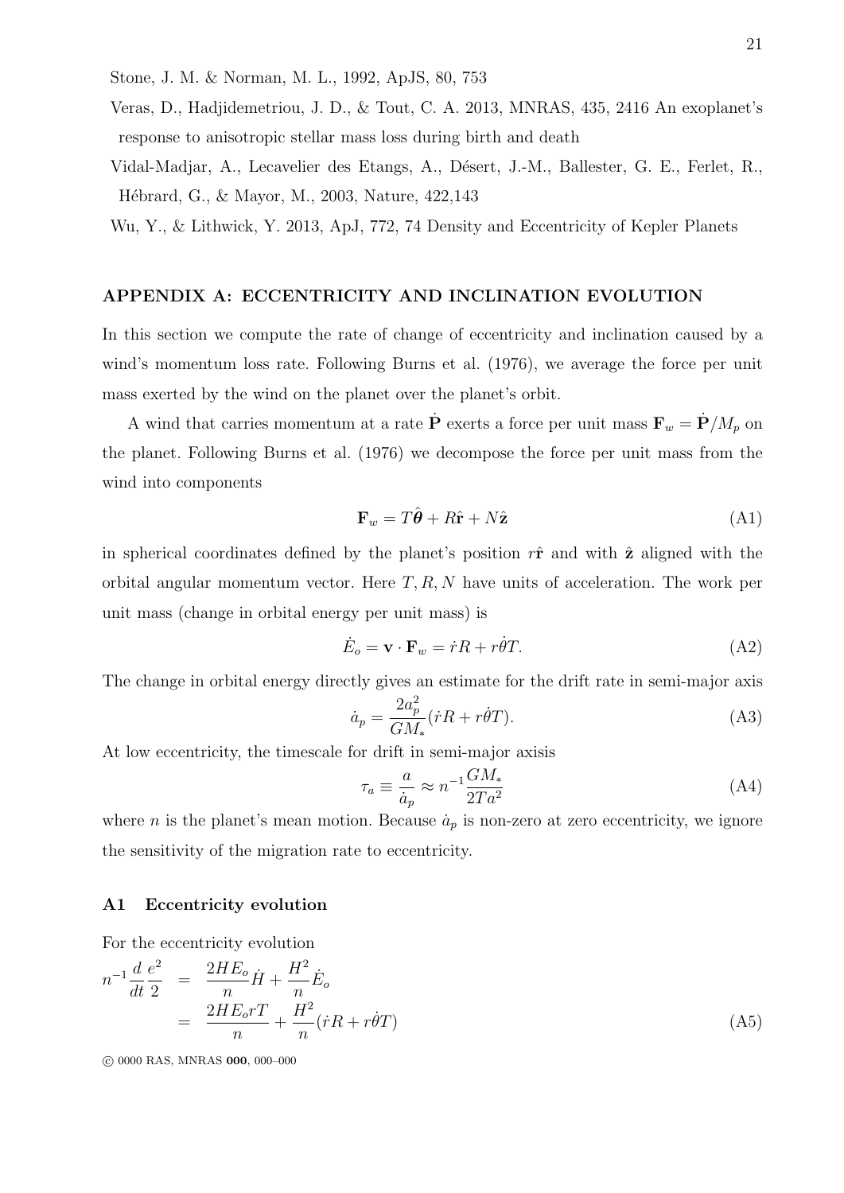Stone, J. M. & Norman, M. L., 1992, ApJS, 80, 753

Veras, D., Hadjidemetriou, J. D., & Tout, C. A. 2013, MNRAS, 435, 2416 An exoplanet's response to anisotropic stellar mass loss during birth and death

Vidal-Madjar, A., Lecavelier des Etangs, A., Désert, J.-M., Ballester, G. E., Ferlet, R., Hébrard, G., & Mayor, M., 2003, Nature, 422,143

Wu, Y., & Lithwick, Y. 2013, ApJ, 772, 74 Density and Eccentricity of Kepler Planets

## APPENDIX A: ECCENTRICITY AND INCLINATION EVOLUTION

In this section we compute the rate of change of eccentricity and inclination caused by a wind's momentum loss rate. Following Burns et al. (1976), we average the force per unit mass exerted by the wind on the planet over the planet's orbit.

A wind that carries momentum at a rate $\dot{\mathbf{P}}$ exerts a force per unit mass $\mathbf{F}_w = \dot{\mathbf{P}}/M_p$ on the planet. Following Burns et al. (1976) we decompose the force per unit mass from the wind into components

$$\mathbf{F}_w = T\hat{\boldsymbol{\theta}} + R\hat{\mathbf{r}} + N\hat{\mathbf{z}} \tag{A1}$$

in spherical coordinates defined by the planet's position $r\hat{\mathbf{r}}$ and with $\hat{\mathbf{z}}$ aligned with the orbital angular momentum vector. Here $T, R, N$ have units of acceleration. The work per unit mass (change in orbital energy per unit mass) is

$$\dot{E}_o = \mathbf{v} \cdot \mathbf{F}_w = \dot{r}R + r\dot{\theta}T. \tag{A2}$$

The change in orbital energy directly gives an estimate for the drift rate in semi-major axis

$$\dot{a}_p = \frac{2a_p^2}{GM_*}(\dot{r}R + r\dot{\theta}T). \tag{A3}$$

At low eccentricity, the timescale for drift in semi-major axisis

$$\tau_a \equiv \frac{a}{\dot{a}_p} \approx n^{-1}\frac{GM_*}{2Ta^2} \tag{A4}$$

where $n$ is the planet's mean motion. Because $\dot{a}_p$ is non-zero at zero eccentricity, we ignore the sensitivity of the migration rate to eccentricity.

### A1 Eccentricity evolution

For the eccentricity evolution

$$\begin{aligned} n^{-1}\frac{d}{dt}\frac{e^2}{2} &= \frac{2HE_o}{n}\dot{H} + \frac{H^2}{n}\dot{E}_o \\ &= \frac{2HE_o rT}{n} + \frac{H^2}{n}(\dot{r}R + r\dot{\theta}T) \end{aligned} \tag{A5}$$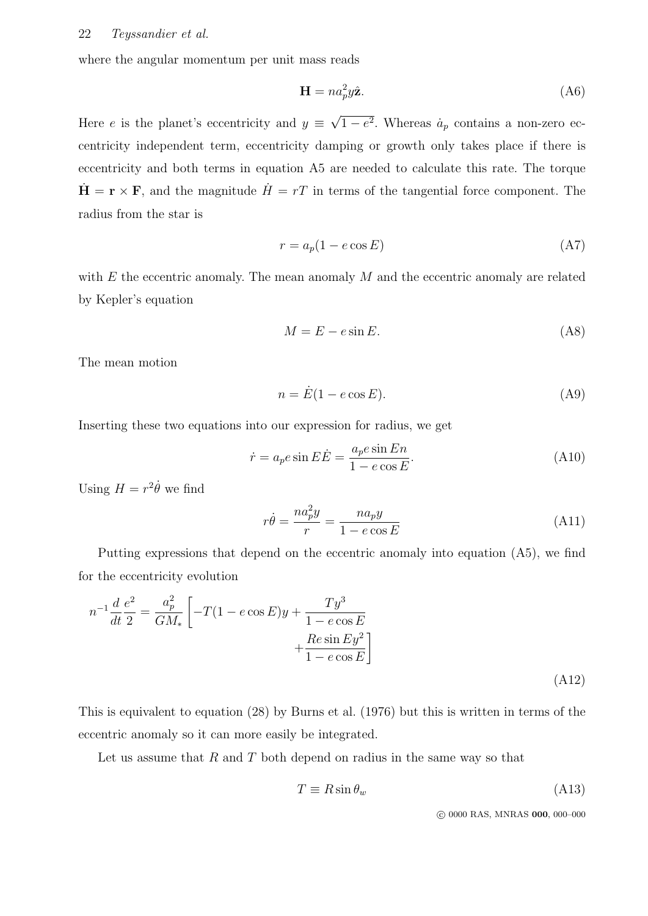where the angular momentum per unit mass reads

$$\mathbf{H} = n a_p^2 y \hat{\mathbf{z}}. \tag{A6}$$

Here $e$ is the planet's eccentricity and $y \equiv \sqrt{1-e^2}$. Whereas $\dot{a}_p$ contains a non-zero eccentricity independent term, eccentricity damping or growth only takes place if there is eccentricity and both terms in equation A5 are needed to calculate this rate. The torque $\dot{\mathbf{H}} = \mathbf{r} \times \mathbf{F}$, and the magnitude $\dot{H} = rT$ in terms of the tangential force component. The radius from the star is

$$r = a_p(1 - e\cos E) \tag{A7}$$

with $E$ the eccentric anomaly. The mean anomaly $M$ and the eccentric anomaly are related by Kepler's equation

$$M = E - e\sin E. \tag{A8}$$

The mean motion

$$n = \dot{E}(1 - e\cos E). \tag{A9}$$

Inserting these two equations into our expression for radius, we get

$$\dot{r} = a_p e \sin E \dot{E} = \frac{a_p e \sin E n}{1 - e\cos E}. \tag{A10}$$

Using $H = r^2\dot{\theta}$ we find

$$r\dot{\theta} = \frac{n a_p^2 y}{r} = \frac{n a_p y}{1 - e\cos E} \tag{A11}$$

Putting expressions that depend on the eccentric anomaly into equation (A5), we find for the eccentricity evolution

$$n^{-1}\frac{d}{dt}\frac{e^2}{2} = \frac{a_p^2}{GM_*}\left[-T(1-e\cos E)y + \frac{Ty^3}{1-e\cos E} + \frac{Re\sin E y^2}{1-e\cos E}\right] \tag{A12}$$

This is equivalent to equation (28) by Burns et al. (1976) but this is written in terms of the eccentric anomaly so it can more easily be integrated.

Let us assume that $R$ and $T$ both depend on radius in the same way so that

$$T \equiv R\sin\theta_w \tag{A13}$$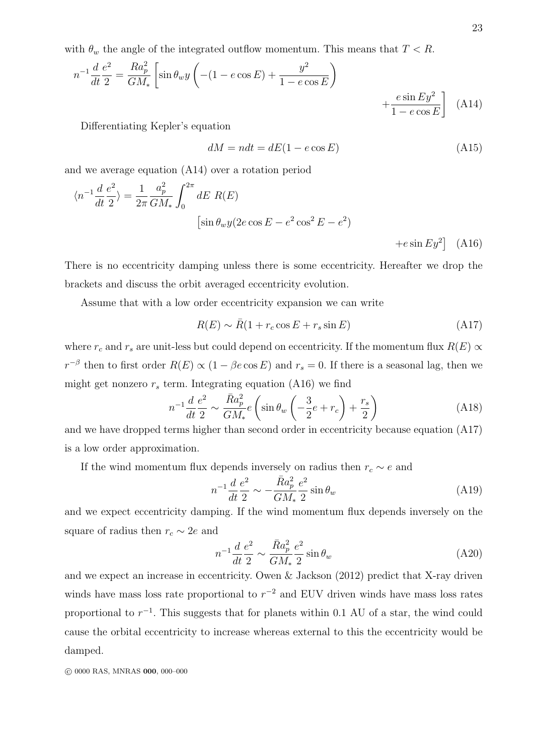with $\theta_w$ the angle of the integrated outflow momentum. This means that $T < R$.

$$n^{-1}\frac{d}{dt}\frac{e^2}{2} = \frac{Ra_p^2}{GM_*}\left[\sin\theta_w y\left(-(1-e\cos E) + \frac{y^2}{1-e\cos E}\right) + \frac{e\sin E y^2}{1-e\cos E}\right] \quad \text{(A14)}$$

Differentiating Kepler's equation

$$dM = ndt = dE(1 - e\cos E) \quad \text{(A15)}$$

and we average equation (A14) over a rotation period

$$\langle n^{-1}\frac{d}{dt}\frac{e^2}{2}\rangle = \frac{1}{2\pi}\frac{a_p^2}{GM_*}\int_0^{2\pi} dE\ R(E) \left[\sin\theta_w y(2e\cos E - e^2\cos^2 E - e^2) + e\sin E y^2\right] \quad \text{(A16)}$$

There is no eccentricity damping unless there is some eccentricity. Hereafter we drop the brackets and discuss the orbit averaged eccentricity evolution.

Assume that with a low order eccentricity expansion we can write

$$R(E) \sim \bar{R}(1 + r_c\cos E + r_s\sin E) \quad \text{(A17)}$$

where $r_c$ and $r_s$ are unit-less but could depend on eccentricity. If the momentum flux $R(E) \propto r^{-\beta}$ then to first order $R(E) \propto (1 - \beta e\cos E)$ and $r_s = 0$. If there is a seasonal lag, then we might get nonzero $r_s$ term. Integrating equation (A16) we find

$$n^{-1}\frac{d}{dt}\frac{e^2}{2} \sim \frac{\bar{R}a_p^2}{GM_*}e\left(\sin\theta_w\left(-\frac{3}{2}e + r_c\right) + \frac{r_s}{2}\right) \quad \text{(A18)}$$

and we have dropped terms higher than second order in eccentricity because equation (A17) is a low order approximation.

If the wind momentum flux depends inversely on radius then $r_c \sim e$ and

$$n^{-1}\frac{d}{dt}\frac{e^2}{2} \sim -\frac{\bar{R}a_p^2}{GM_*}\frac{e^2}{2}\sin\theta_w \quad \text{(A19)}$$

and we expect eccentricity damping. If the wind momentum flux depends inversely on the square of radius then $r_c \sim 2e$ and

$$n^{-1}\frac{d}{dt}\frac{e^2}{2} \sim \frac{\bar{R}a_p^2}{GM_*}\frac{e^2}{2}\sin\theta_w \quad \text{(A20)}$$

and we expect an increase in eccentricity. Owen & Jackson (2012) predict that X-ray driven winds have mass loss rate proportional to $r^{-2}$ and EUV driven winds have mass loss rates proportional to $r^{-1}$. This suggests that for planets within 0.1 AU of a star, the wind could cause the orbital eccentricity to increase whereas external to this the eccentricity would be damped.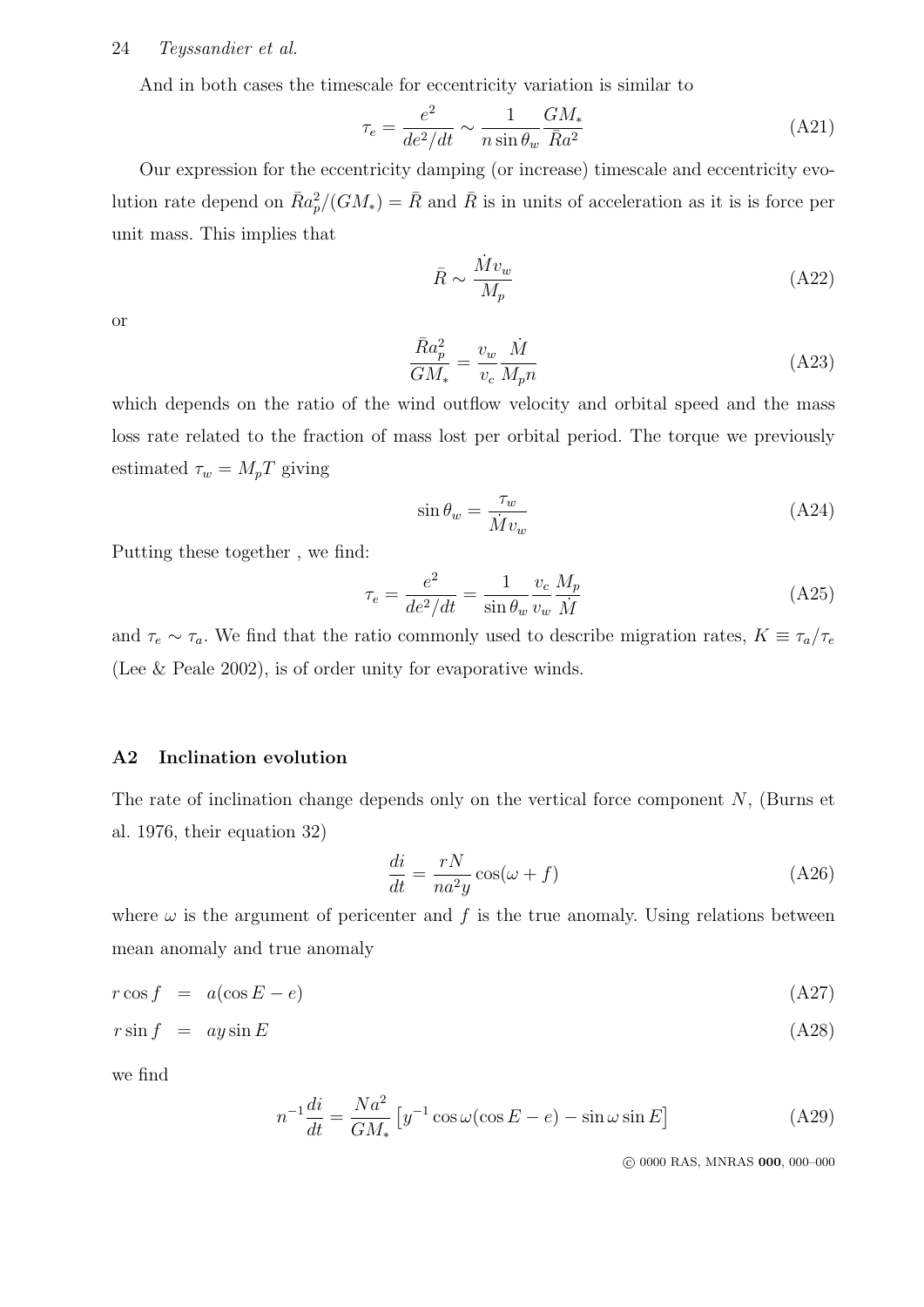And in both cases the timescale for eccentricity variation is similar to

$$\tau_e = \frac{e^2}{de^2/dt} \sim \frac{1}{n \sin\theta_w} \frac{GM_*}{\bar{R}a^2} \tag{A21}$$

Our expression for the eccentricity damping (or increase) timescale and eccentricity evolution rate depend on $\bar{R}a_p^2/(GM_*) = \bar{R}$ and $\bar{R}$ is in units of acceleration as it is is force per unit mass. This implies that

$$\bar{R} \sim \frac{\dot{M}v_w}{M_p} \tag{A22}$$

or

$$\frac{\bar{R}a_p^2}{GM_*} = \frac{v_w}{v_c}\frac{\dot{M}}{M_p n} \tag{A23}$$

which depends on the ratio of the wind outflow velocity and orbital speed and the mass loss rate related to the fraction of mass lost per orbital period. The torque we previously estimated $\tau_w = M_p T$ giving

$$\sin\theta_w = \frac{\tau_w}{\dot{M}v_w} \tag{A24}$$

Putting these together , we find:

$$\tau_e = \frac{e^2}{de^2/dt} = \frac{1}{\sin\theta_w}\frac{v_c}{v_w}\frac{M_p}{\dot{M}} \tag{A25}$$

and $\tau_e \sim \tau_a$. We find that the ratio commonly used to describe migration rates, $K \equiv \tau_a/\tau_e$ (Lee & Peale 2002), is of order unity for evaporative winds.

## A2 Inclination evolution

The rate of inclination change depends only on the vertical force component $N$, (Burns et al. 1976, their equation 32)

$$\frac{di}{dt} = \frac{rN}{na^2y}\cos(\omega + f) \tag{A26}$$

where $\omega$ is the argument of pericenter and $f$ is the true anomaly. Using relations between mean anomaly and true anomaly

$$r\cos f = a(\cos E - e) \tag{A27}$$

$$r\sin f = ay\sin E \tag{A28}$$

we find

$$n^{-1}\frac{di}{dt} = \frac{Na^2}{GM_*}\left[y^{-1}\cos\omega(\cos E - e) - \sin\omega\sin E\right] \tag{A29}$$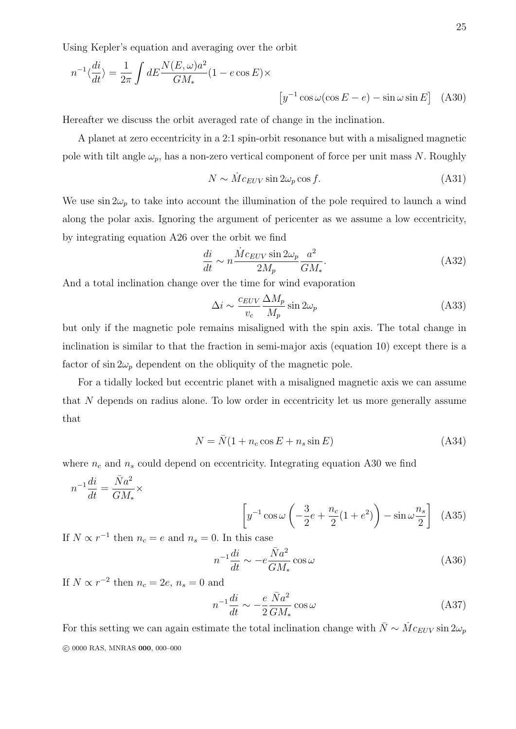Using Kepler's equation and averaging over the orbit

$$n^{-1}\langle\frac{di}{dt}\rangle = \frac{1}{2\pi}\int dE \frac{N(E,\omega)a^2}{GM_*}(1 - e\cos E)\times \left[y^{-1}\cos\omega(\cos E - e) - \sin\omega\sin E\right] \quad \text{(A30)}$$

Hereafter we discuss the orbit averaged rate of change in the inclination.

A planet at zero eccentricity in a 2:1 spin-orbit resonance but with a misaligned magnetic pole with tilt angle $\omega_p$, has a non-zero vertical component of force per unit mass $N$. Roughly

$$N \sim \dot{M} c_{EUV} \sin 2\omega_p \cos f. \quad \text{(A31)}$$

We use $\sin 2\omega_p$ to take into account the illumination of the pole required to launch a wind along the polar axis. Ignoring the argument of pericenter as we assume a low eccentricity, by integrating equation A26 over the orbit we find

$$\frac{di}{dt} \sim n \frac{\dot{M} c_{EUV} \sin 2\omega_p}{2M_p}\frac{a^2}{GM_*}. \quad \text{(A32)}$$

And a total inclination change over the time for wind evaporation

$$\Delta i \sim \frac{c_{EUV}}{v_c}\frac{\Delta M_p}{M_p}\sin 2\omega_p \quad \text{(A33)}$$

but only if the magnetic pole remains misaligned with the spin axis. The total change in inclination is similar to that the fraction in semi-major axis (equation 10) except there is a factor of $\sin 2\omega_p$ dependent on the obliquity of the magnetic pole.

For a tidally locked but eccentric planet with a misaligned magnetic axis we can assume that $N$ depends on radius alone. To low order in eccentricity let us more generally assume that

$$N = \bar{N}(1 + n_c \cos E + n_s \sin E) \quad \text{(A34)}$$

where $n_c$ and $n_s$ could depend on eccentricity. Integrating equation A30 we find

$$n^{-1}\frac{di}{dt} = \frac{\bar{N}a^2}{GM_*}\times \left[y^{-1}\cos\omega\left(-\frac{3}{2}e + \frac{n_c}{2}(1+e^2)\right) - \sin\omega\frac{n_s}{2}\right] \quad \text{(A35)}$$

If $N \propto r^{-1}$ then $n_c = e$ and $n_s = 0$. In this case

$$n^{-1}\frac{di}{dt} \sim -e\frac{\bar{N}a^2}{GM_*}\cos\omega \quad \text{(A36)}$$

If $N \propto r^{-2}$ then $n_c = 2e$, $n_s = 0$ and

$$n^{-1}\frac{di}{dt} \sim -\frac{e}{2}\frac{\bar{N}a^2}{GM_*}\cos\omega \quad \text{(A37)}$$

For this setting we can again estimate the total inclination change with $\bar{N} \sim \dot{M} c_{EUV} \sin 2\omega_p$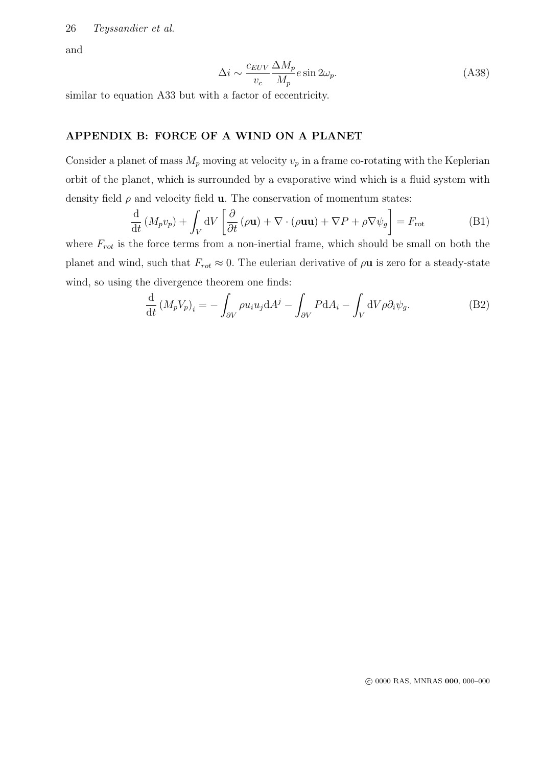and

$$\Delta i \sim \frac{c_{EUV}}{v_c} \frac{\Delta M_p}{M_p} e \sin 2\omega_p. \tag{A38}$$

similar to equation A33 but with a factor of eccentricity.

## APPENDIX B: FORCE OF A WIND ON A PLANET

Consider a planet of mass $M_p$ moving at velocity $v_p$ in a frame co-rotating with the Keplerian orbit of the planet, which is surrounded by a evaporative wind which is a fluid system with density field $\rho$ and velocity field $\mathbf{u}$. The conservation of momentum states:

$$\frac{\mathrm{d}}{\mathrm{d}t}\left(M_p v_p\right) + \int_V \mathrm{d}V \left[\frac{\partial}{\partial t}\left(\rho \mathbf{u}\right) + \nabla \cdot \left(\rho \mathbf{u}\mathbf{u}\right) + \nabla P + \rho \nabla \psi_g\right] = F_{\mathrm{rot}} \tag{B1}$$

where $F_{rot}$ is the force terms from a non-inertial frame, which should be small on both the planet and wind, such that $F_{rot} \approx 0$. The eulerian derivative of $\rho\mathbf{u}$ is zero for a steady-state wind, so using the divergence theorem one finds:

$$\frac{\mathrm{d}}{\mathrm{d}t}\left(M_p V_p\right)_i = -\int_{\partial V} \rho u_i u_j \mathrm{d}A^j - \int_{\partial V} P \mathrm{d}A_i - \int_V \mathrm{d}V \rho \partial_i \psi_g. \tag{B2}$$